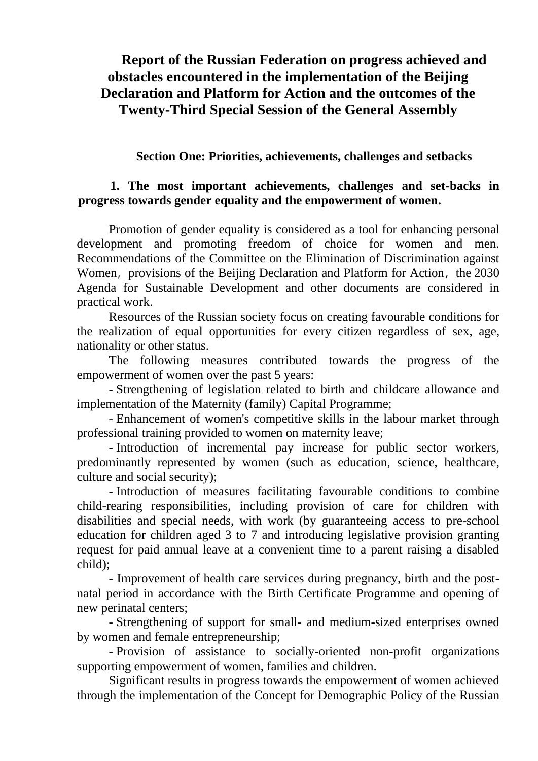# Report of the Russian Federation on progress achieved and obstacles encountered in the implementation of the Beijing Declaration and Platform for Action and the outcomes of the Twenty-Third Special Session of the General Assembly

## Section One: Priorities, achievements, challenges and setbacks

### 1. The most important achievements, challenges and set-backs in progress towards gender equality and the empowerment of women.

Promotion of gender equality is considered as a tool for enhancing personal development and promoting freedom of choice for women and men. Recommendations of the Committee on the Elimination of Discrimination against Women, provisions of the Beijing Declaration and Platform for Action, the 2030 Agenda for Sustainable Development and other documents are considered in practical work.

Resources of the Russian society focus on creating favourable conditions for the realization of equal opportunities for every citizen regardless of sex, age, nationality or other status.

The following measures contributed towards the progress of the empowerment of women over the past 5 years:

- Strengthening of legislation related to birth and childcare allowance and implementation of the Maternity (family) Capital Programme;
- Enhancement of women's competitive skills in the labour market through professional training provided to women on maternity leave;
- Introduction of incremental pay increase for public sector workers, predominantly represented by women (such as education, science, healthcare, culture and social security);
- Introduction of measures facilitating favourable conditions to combine child-rearing responsibilities, including provision of care for children with disabilities and special needs, with work (by guaranteeing access to pre-school education for children aged 3 to 7 and introducing legislative provision granting request for paid annual leave at a convenient time to a parent raising a disabled child);
- Improvement of health care services during pregnancy, birth and the post-natal period in accordance with the Birth Certificate Programme and opening of new perinatal centers;
- Strengthening of support for small- and medium-sized enterprises owned by women and female entrepreneurship;
- Provision of assistance to socially-oriented non-profit organizations supporting empowerment of women, families and children.

Significant results in progress towards the empowerment of women achieved through the implementation of the Concept for Demographic Policy of the Russian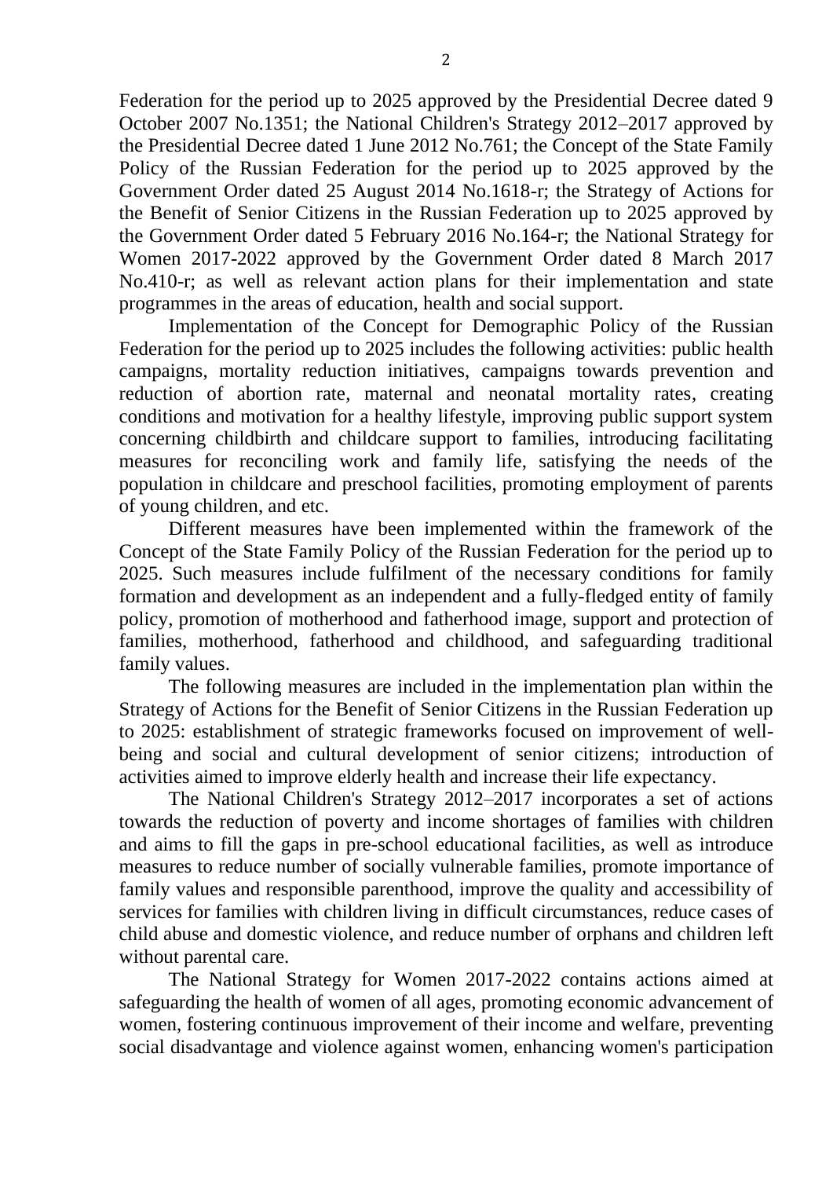Federation for the period up to 2025 approved by the Presidential Decree dated 9 October 2007 No.1351; the National Children's Strategy 2012–2017 approved by the Presidential Decree dated 1 June 2012 No.761; the Concept of the State Family Policy of the Russian Federation for the period up to 2025 approved by the Government Order dated 25 August 2014 No.1618-r; the Strategy of Actions for the Benefit of Senior Citizens in the Russian Federation up to 2025 approved by the Government Order dated 5 February 2016 No.164-r; the National Strategy for Women 2017-2022 approved by the Government Order dated 8 March 2017 No.410-r; as well as relevant action plans for their implementation and state programmes in the areas of education, health and social support.

Implementation of the Concept for Demographic Policy of the Russian Federation for the period up to 2025 includes the following activities: public health campaigns, mortality reduction initiatives, campaigns towards prevention and reduction of abortion rate, maternal and neonatal mortality rates, creating conditions and motivation for a healthy lifestyle, improving public support system concerning childbirth and childcare support to families, introducing facilitating measures for reconciling work and family life, satisfying the needs of the population in childcare and preschool facilities, promoting employment of parents of young children, and etc.

Different measures have been implemented within the framework of the Concept of the State Family Policy of the Russian Federation for the period up to 2025. Such measures include fulfilment of the necessary conditions for family formation and development as an independent and a fully-fledged entity of family policy, promotion of motherhood and fatherhood image, support and protection of families, motherhood, fatherhood and childhood, and safeguarding traditional family values.

The following measures are included in the implementation plan within the Strategy of Actions for the Benefit of Senior Citizens in the Russian Federation up to 2025: establishment of strategic frameworks focused on improvement of well-being and social and cultural development of senior citizens; introduction of activities aimed to improve elderly health and increase their life expectancy.

The National Children's Strategy 2012–2017 incorporates a set of actions towards the reduction of poverty and income shortages of families with children and aims to fill the gaps in pre-school educational facilities, as well as introduce measures to reduce number of socially vulnerable families, promote importance of family values and responsible parenthood, improve the quality and accessibility of services for families with children living in difficult circumstances, reduce cases of child abuse and domestic violence, and reduce number of orphans and children left without parental care.

The National Strategy for Women 2017-2022 contains actions aimed at safeguarding the health of women of all ages, promoting economic advancement of women, fostering continuous improvement of their income and welfare, preventing social disadvantage and violence against women, enhancing women's participation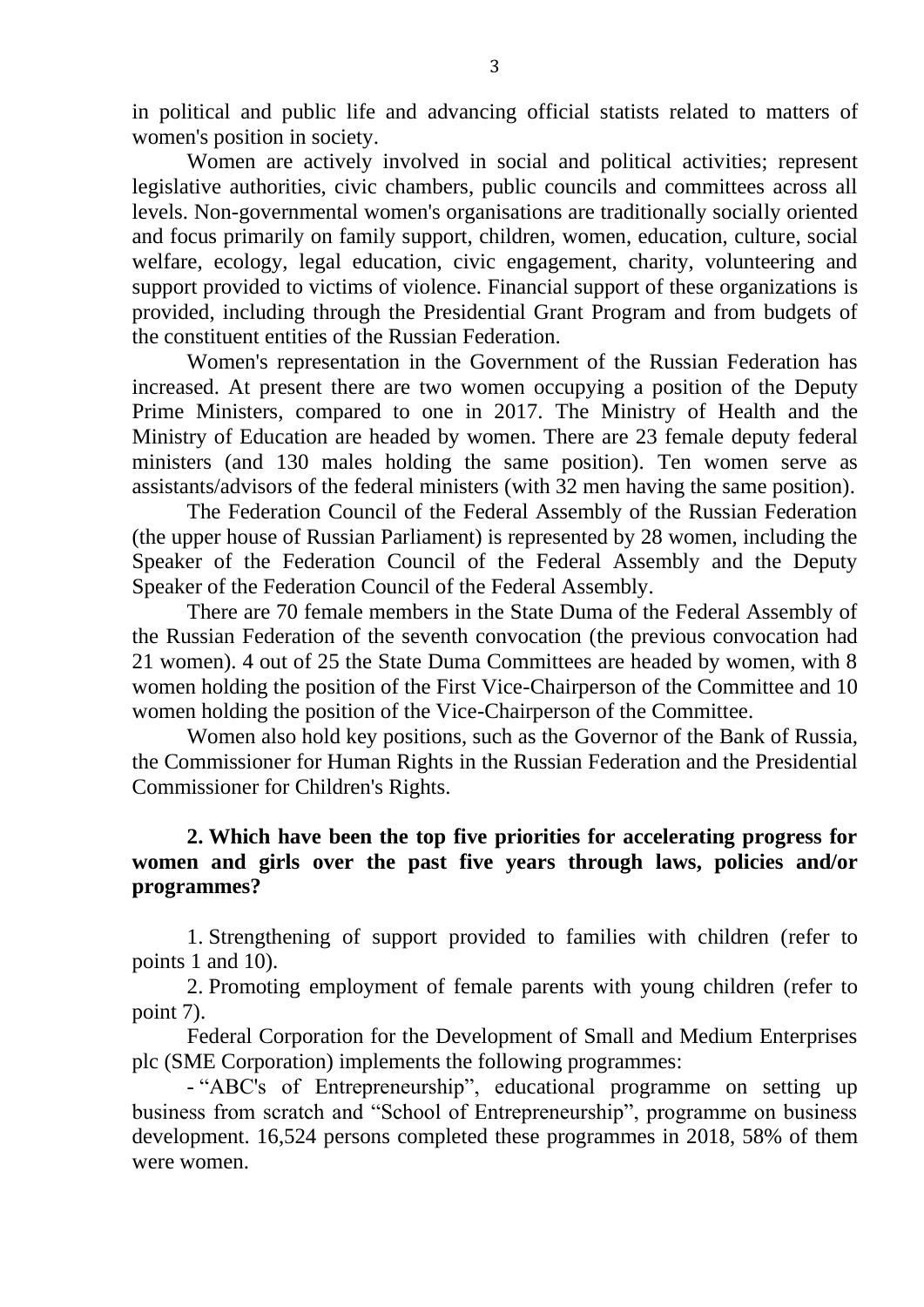in political and public life and advancing official statists related to matters of women's position in society.

Women are actively involved in social and political activities; represent legislative authorities, civic chambers, public councils and committees across all levels. Non-governmental women's organisations are traditionally socially oriented and focus primarily on family support, children, women, education, culture, social welfare, ecology, legal education, civic engagement, charity, volunteering and support provided to victims of violence. Financial support of these organizations is provided, including through the Presidential Grant Program and from budgets of the constituent entities of the Russian Federation.

Women's representation in the Government of the Russian Federation has increased. At present there are two women occupying a position of the Deputy Prime Ministers, compared to one in 2017. The Ministry of Health and the Ministry of Education are headed by women. There are 23 female deputy federal ministers (and 130 males holding the same position). Ten women serve as assistants/advisors of the federal ministers (with 32 men having the same position).

The Federation Council of the Federal Assembly of the Russian Federation (the upper house of Russian Parliament) is represented by 28 women, including the Speaker of the Federation Council of the Federal Assembly and the Deputy Speaker of the Federation Council of the Federal Assembly.

There are 70 female members in the State Duma of the Federal Assembly of the Russian Federation of the seventh convocation (the previous convocation had 21 women). 4 out of 25 the State Duma Committees are headed by women, with 8 women holding the position of the First Vice-Chairperson of the Committee and 10 women holding the position of the Vice-Chairperson of the Committee.

Women also hold key positions, such as the Governor of the Bank of Russia, the Commissioner for Human Rights in the Russian Federation and the Presidential Commissioner for Children's Rights.

**2. Which have been the top five priorities for accelerating progress for women and girls over the past five years through laws, policies and/or programmes?**

1. Strengthening of support provided to families with children (refer to points 1 and 10).

2. Promoting employment of female parents with young children (refer to point 7).

Federal Corporation for the Development of Small and Medium Enterprises plc (SME Corporation) implements the following programmes:

- "ABC's of Entrepreneurship", educational programme on setting up business from scratch and "School of Entrepreneurship", programme on business development. 16,524 persons completed these programmes in 2018, 58% of them were women.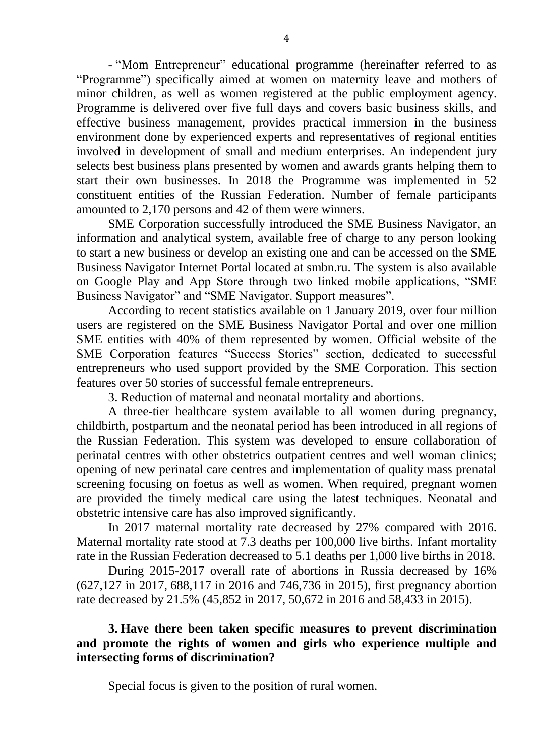- "Mom Entrepreneur" educational programme (hereinafter referred to as "Programme") specifically aimed at women on maternity leave and mothers of minor children, as well as women registered at the public employment agency. Programme is delivered over five full days and covers basic business skills, and effective business management, provides practical immersion in the business environment done by experienced experts and representatives of regional entities involved in development of small and medium enterprises. An independent jury selects best business plans presented by women and awards grants helping them to start their own businesses. In 2018 the Programme was implemented in 52 constituent entities of the Russian Federation. Number of female participants amounted to 2,170 persons and 42 of them were winners.

SME Corporation successfully introduced the SME Business Navigator, an information and analytical system, available free of charge to any person looking to start a new business or develop an existing one and can be accessed on the SME Business Navigator Internet Portal located at smbn.ru. The system is also available on Google Play and App Store through two linked mobile applications, "SME Business Navigator" and "SME Navigator. Support measures".

According to recent statistics available on 1 January 2019, over four million users are registered on the SME Business Navigator Portal and over one million SME entities with 40% of them represented by women. Official website of the SME Corporation features "Success Stories" section, dedicated to successful entrepreneurs who used support provided by the SME Corporation. This section features over 50 stories of successful female entrepreneurs.

3. Reduction of maternal and neonatal mortality and abortions.

A three-tier healthcare system available to all women during pregnancy, childbirth, postpartum and the neonatal period has been introduced in all regions of the Russian Federation. This system was developed to ensure collaboration of perinatal centres with other obstetrics outpatient centres and well woman clinics; opening of new perinatal care centres and implementation of quality mass prenatal screening focusing on foetus as well as women. When required, pregnant women are provided the timely medical care using the latest techniques. Neonatal and obstetric intensive care has also improved significantly.

In 2017 maternal mortality rate decreased by 27% compared with 2016. Maternal mortality rate stood at 7.3 deaths per 100,000 live births. Infant mortality rate in the Russian Federation decreased to 5.1 deaths per 1,000 live births in 2018.

During 2015-2017 overall rate of abortions in Russia decreased by 16% (627,127 in 2017, 688,117 in 2016 and 746,736 in 2015), first pregnancy abortion rate decreased by 21.5% (45,852 in 2017, 50,672 in 2016 and 58,433 in 2015).

**3. Have there been taken specific measures to prevent discrimination and promote the rights of women and girls who experience multiple and intersecting forms of discrimination?**

Special focus is given to the position of rural women.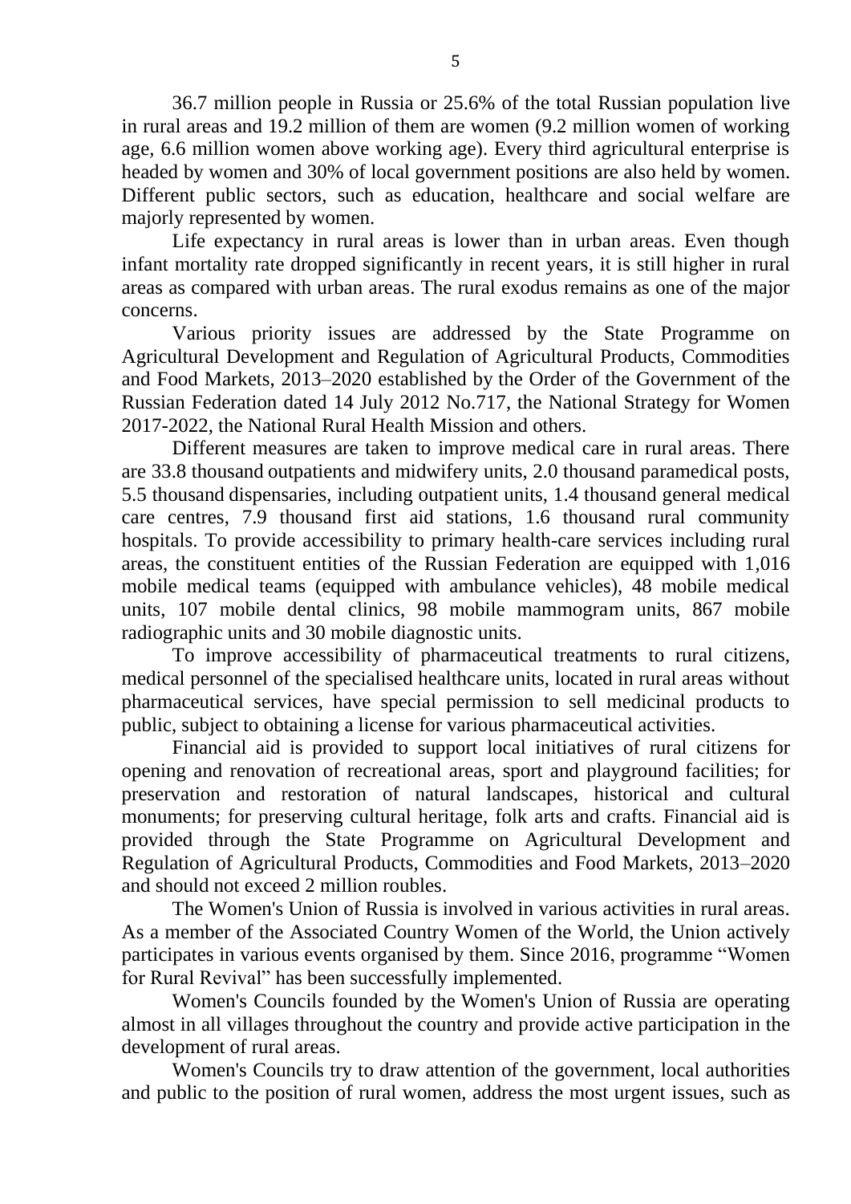36.7 million people in Russia or 25.6% of the total Russian population live in rural areas and 19.2 million of them are women (9.2 million women of working age, 6.6 million women above working age). Every third agricultural enterprise is headed by women and 30% of local government positions are also held by women. Different public sectors, such as education, healthcare and social welfare are majorly represented by women.

Life expectancy in rural areas is lower than in urban areas. Even though infant mortality rate dropped significantly in recent years, it is still higher in rural areas as compared with urban areas. The rural exodus remains as one of the major concerns.

Various priority issues are addressed by the State Programme on Agricultural Development and Regulation of Agricultural Products, Commodities and Food Markets, 2013–2020 established by the Order of the Government of the Russian Federation dated 14 July 2012 No.717, the National Strategy for Women 2017-2022, the National Rural Health Mission and others.

Different measures are taken to improve medical care in rural areas. There are 33.8 thousand outpatients and midwifery units, 2.0 thousand paramedical posts, 5.5 thousand dispensaries, including outpatient units, 1.4 thousand general medical care centres, 7.9 thousand first aid stations, 1.6 thousand rural community hospitals. To provide accessibility to primary health-care services including rural areas, the constituent entities of the Russian Federation are equipped with 1,016 mobile medical teams (equipped with ambulance vehicles), 48 mobile medical units, 107 mobile dental clinics, 98 mobile mammogram units, 867 mobile radiographic units and 30 mobile diagnostic units.

To improve accessibility of pharmaceutical treatments to rural citizens, medical personnel of the specialised healthcare units, located in rural areas without pharmaceutical services, have special permission to sell medicinal products to public, subject to obtaining a license for various pharmaceutical activities.

Financial aid is provided to support local initiatives of rural citizens for opening and renovation of recreational areas, sport and playground facilities; for preservation and restoration of natural landscapes, historical and cultural monuments; for preserving cultural heritage, folk arts and crafts. Financial aid is provided through the State Programme on Agricultural Development and Regulation of Agricultural Products, Commodities and Food Markets, 2013–2020 and should not exceed 2 million roubles.

The Women's Union of Russia is involved in various activities in rural areas. As a member of the Associated Country Women of the World, the Union actively participates in various events organised by them. Since 2016, programme "Women for Rural Revival" has been successfully implemented.

Women's Councils founded by the Women's Union of Russia are operating almost in all villages throughout the country and provide active participation in the development of rural areas.

Women's Councils try to draw attention of the government, local authorities and public to the position of rural women, address the most urgent issues, such as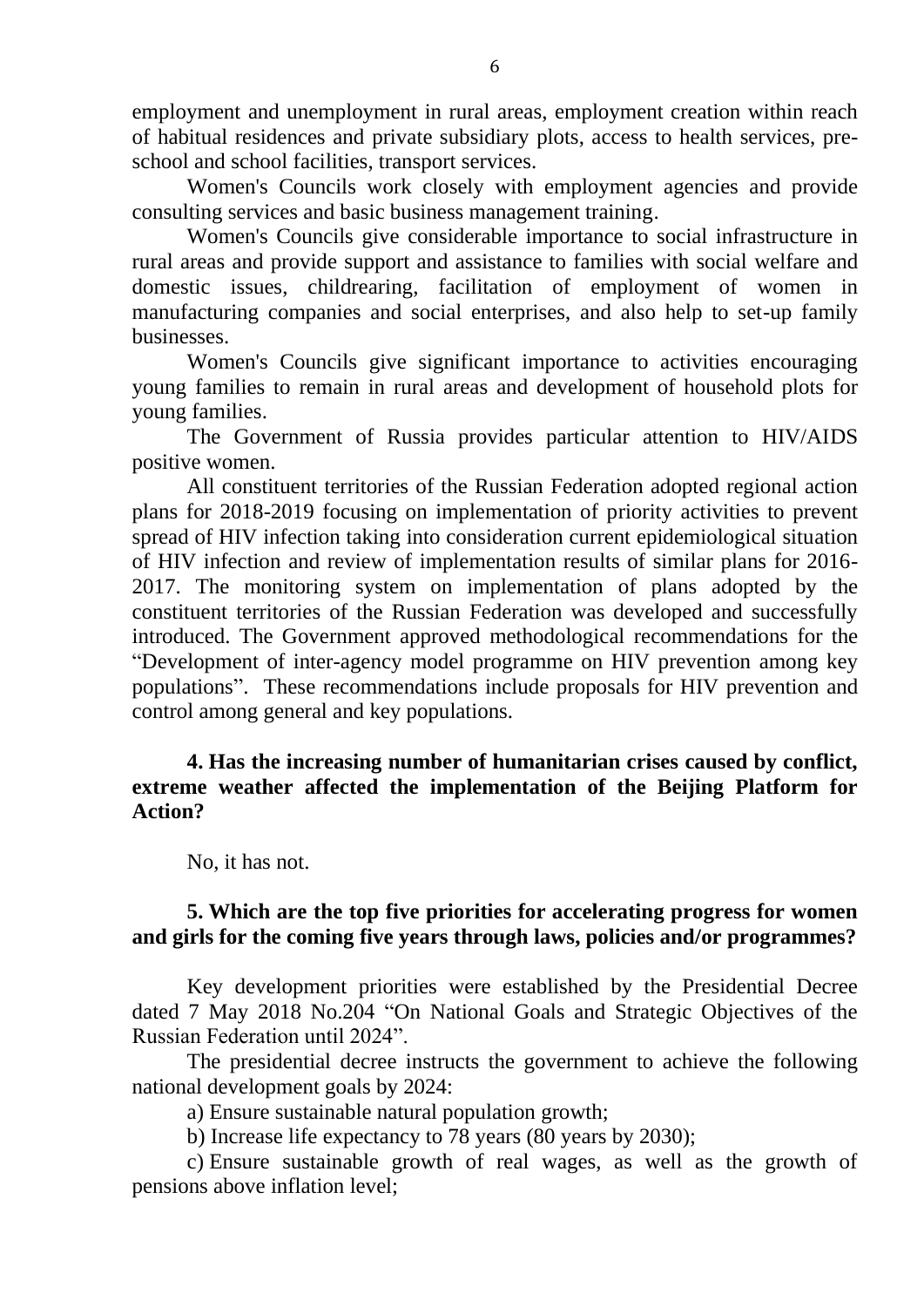employment and unemployment in rural areas, employment creation within reach of habitual residences and private subsidiary plots, access to health services, pre-school and school facilities, transport services.

Women's Councils work closely with employment agencies and provide consulting services and basic business management training.

Women's Councils give considerable importance to social infrastructure in rural areas and provide support and assistance to families with social welfare and domestic issues, childrearing, facilitation of employment of women in manufacturing companies and social enterprises, and also help to set-up family businesses.

Women's Councils give significant importance to activities encouraging young families to remain in rural areas and development of household plots for young families.

The Government of Russia provides particular attention to HIV/AIDS positive women.

All constituent territories of the Russian Federation adopted regional action plans for 2018-2019 focusing on implementation of priority activities to prevent spread of HIV infection taking into consideration current epidemiological situation of HIV infection and review of implementation results of similar plans for 2016-2017. The monitoring system on implementation of plans adopted by the constituent territories of the Russian Federation was developed and successfully introduced. The Government approved methodological recommendations for the "Development of inter-agency model programme on HIV prevention among key populations". These recommendations include proposals for HIV prevention and control among general and key populations.

**4. Has the increasing number of humanitarian crises caused by conflict, extreme weather affected the implementation of the Beijing Platform for Action?**

No, it has not.

**5. Which are the top five priorities for accelerating progress for women and girls for the coming five years through laws, policies and/or programmes?**

Key development priorities were established by the Presidential Decree dated 7 May 2018 No.204 "On National Goals and Strategic Objectives of the Russian Federation until 2024".

The presidential decree instructs the government to achieve the following national development goals by 2024:

a) Ensure sustainable natural population growth;

b) Increase life expectancy to 78 years (80 years by 2030);

c) Ensure sustainable growth of real wages, as well as the growth of pensions above inflation level;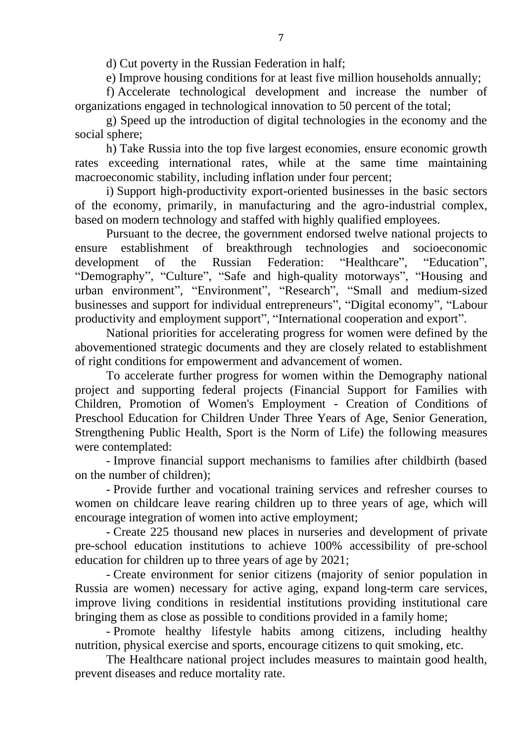d) Cut poverty in the Russian Federation in half;

e) Improve housing conditions for at least five million households annually;

f) Accelerate technological development and increase the number of organizations engaged in technological innovation to 50 percent of the total;

g) Speed up the introduction of digital technologies in the economy and the social sphere;

h) Take Russia into the top five largest economies, ensure economic growth rates exceeding international rates, while at the same time maintaining macroeconomic stability, including inflation under four percent;

i) Support high-productivity export-oriented businesses in the basic sectors of the economy, primarily, in manufacturing and the agro-industrial complex, based on modern technology and staffed with highly qualified employees.

Pursuant to the decree, the government endorsed twelve national projects to ensure establishment of breakthrough technologies and socioeconomic development of the Russian Federation: "Healthcare", "Education", "Demography", "Culture", "Safe and high-quality motorways", "Housing and urban environment", "Environment", "Research", "Small and medium-sized businesses and support for individual entrepreneurs", "Digital economy", "Labour productivity and employment support", "International cooperation and export".

National priorities for accelerating progress for women were defined by the abovementioned strategic documents and they are closely related to establishment of right conditions for empowerment and advancement of women.

To accelerate further progress for women within the Demography national project and supporting federal projects (Financial Support for Families with Children, Promotion of Women's Employment - Creation of Conditions of Preschool Education for Children Under Three Years of Age, Senior Generation, Strengthening Public Health, Sport is the Norm of Life) the following measures were contemplated:

- Improve financial support mechanisms to families after childbirth (based on the number of children);
- Provide further and vocational training services and refresher courses to women on childcare leave rearing children up to three years of age, which will encourage integration of women into active employment;
- Create 225 thousand new places in nurseries and development of private pre-school education institutions to achieve 100% accessibility of pre-school education for children up to three years of age by 2021;
- Create environment for senior citizens (majority of senior population in Russia are women) necessary for active aging, expand long-term care services, improve living conditions in residential institutions providing institutional care bringing them as close as possible to conditions provided in a family home;
- Promote healthy lifestyle habits among citizens, including healthy nutrition, physical exercise and sports, encourage citizens to quit smoking, etc.

The Healthcare national project includes measures to maintain good health, prevent diseases and reduce mortality rate.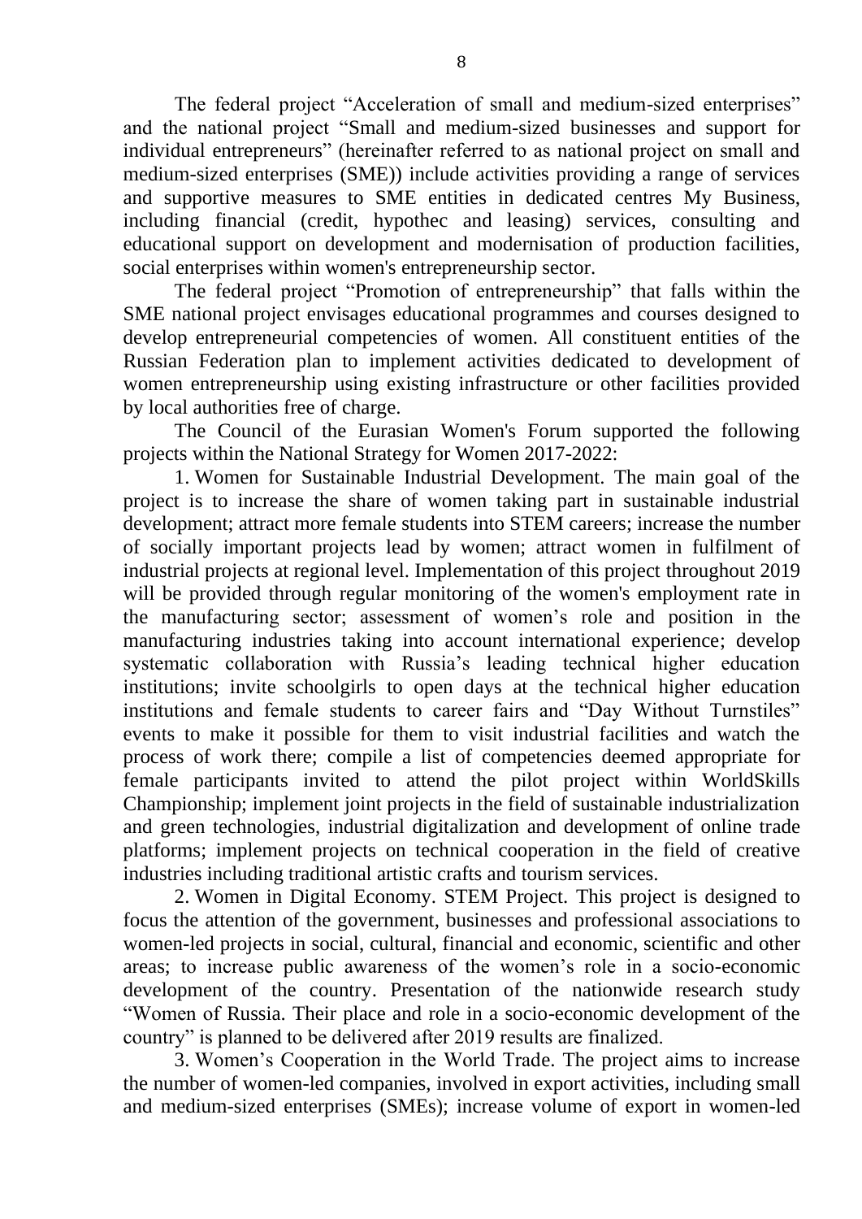The federal project "Acceleration of small and medium-sized enterprises" and the national project "Small and medium-sized businesses and support for individual entrepreneurs" (hereinafter referred to as national project on small and medium-sized enterprises (SME)) include activities providing a range of services and supportive measures to SME entities in dedicated centres My Business, including financial (credit, hypothec and leasing) services, consulting and educational support on development and modernisation of production facilities, social enterprises within women's entrepreneurship sector.

The federal project "Promotion of entrepreneurship" that falls within the SME national project envisages educational programmes and courses designed to develop entrepreneurial competencies of women. All constituent entities of the Russian Federation plan to implement activities dedicated to development of women entrepreneurship using existing infrastructure or other facilities provided by local authorities free of charge.

The Council of the Eurasian Women's Forum supported the following projects within the National Strategy for Women 2017-2022:

1. Women for Sustainable Industrial Development. The main goal of the project is to increase the share of women taking part in sustainable industrial development; attract more female students into STEM careers; increase the number of socially important projects lead by women; attract women in fulfilment of industrial projects at regional level. Implementation of this project throughout 2019 will be provided through regular monitoring of the women's employment rate in the manufacturing sector; assessment of women's role and position in the manufacturing industries taking into account international experience; develop systematic collaboration with Russia's leading technical higher education institutions; invite schoolgirls to open days at the technical higher education institutions and female students to career fairs and "Day Without Turnstiles" events to make it possible for them to visit industrial facilities and watch the process of work there; compile a list of competencies deemed appropriate for female participants invited to attend the pilot project within WorldSkills Championship; implement joint projects in the field of sustainable industrialization and green technologies, industrial digitalization and development of online trade platforms; implement projects on technical cooperation in the field of creative industries including traditional artistic crafts and tourism services.

2. Women in Digital Economy. STEM Project. This project is designed to focus the attention of the government, businesses and professional associations to women-led projects in social, cultural, financial and economic, scientific and other areas; to increase public awareness of the women's role in a socio-economic development of the country. Presentation of the nationwide research study "Women of Russia. Their place and role in a socio-economic development of the country" is planned to be delivered after 2019 results are finalized.

3. Women's Cooperation in the World Trade. The project aims to increase the number of women-led companies, involved in export activities, including small and medium-sized enterprises (SMEs); increase volume of export in women-led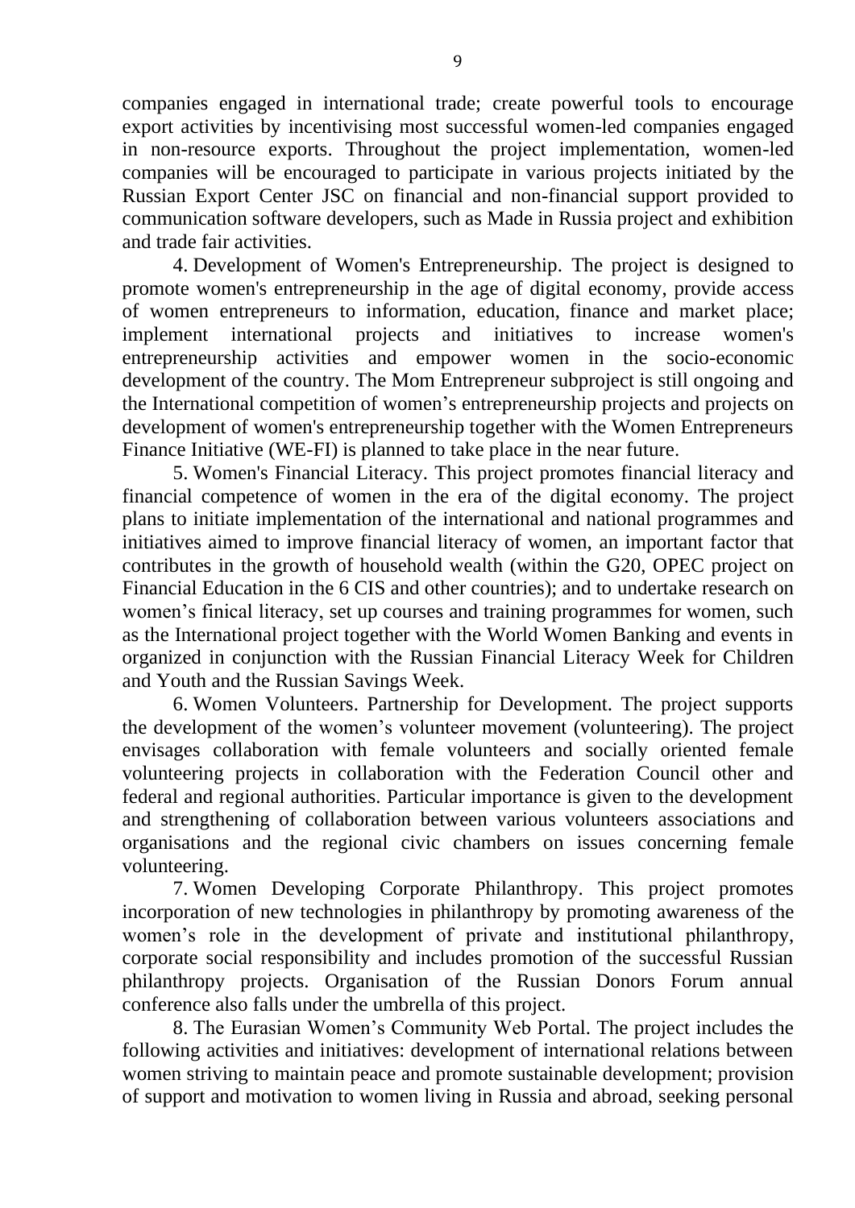companies engaged in international trade; create powerful tools to encourage export activities by incentivising most successful women-led companies engaged in non-resource exports. Throughout the project implementation, women-led companies will be encouraged to participate in various projects initiated by the Russian Export Center JSC on financial and non-financial support provided to communication software developers, such as Made in Russia project and exhibition and trade fair activities.

4. Development of Women's Entrepreneurship. The project is designed to promote women's entrepreneurship in the age of digital economy, provide access of women entrepreneurs to information, education, finance and market place; implement international projects and initiatives to increase women's entrepreneurship activities and empower women in the socio-economic development of the country. The Mom Entrepreneur subproject is still ongoing and the International competition of women's entrepreneurship projects and projects on development of women's entrepreneurship together with the Women Entrepreneurs Finance Initiative (WE-FI) is planned to take place in the near future.

5. Women's Financial Literacy. This project promotes financial literacy and financial competence of women in the era of the digital economy. The project plans to initiate implementation of the international and national programmes and initiatives aimed to improve financial literacy of women, an important factor that contributes in the growth of household wealth (within the G20, OPEC project on Financial Education in the 6 CIS and other countries); and to undertake research on women's finical literacy, set up courses and training programmes for women, such as the International project together with the World Women Banking and events in organized in conjunction with the Russian Financial Literacy Week for Children and Youth and the Russian Savings Week.

6. Women Volunteers. Partnership for Development. The project supports the development of the women's volunteer movement (volunteering). The project envisages collaboration with female volunteers and socially oriented female volunteering projects in collaboration with the Federation Council other and federal and regional authorities. Particular importance is given to the development and strengthening of collaboration between various volunteers associations and organisations and the regional civic chambers on issues concerning female volunteering.

7. Women Developing Corporate Philanthropy. This project promotes incorporation of new technologies in philanthropy by promoting awareness of the women's role in the development of private and institutional philanthropy, corporate social responsibility and includes promotion of the successful Russian philanthropy projects. Organisation of the Russian Donors Forum annual conference also falls under the umbrella of this project.

8. The Eurasian Women's Community Web Portal. The project includes the following activities and initiatives: development of international relations between women striving to maintain peace and promote sustainable development; provision of support and motivation to women living in Russia and abroad, seeking personal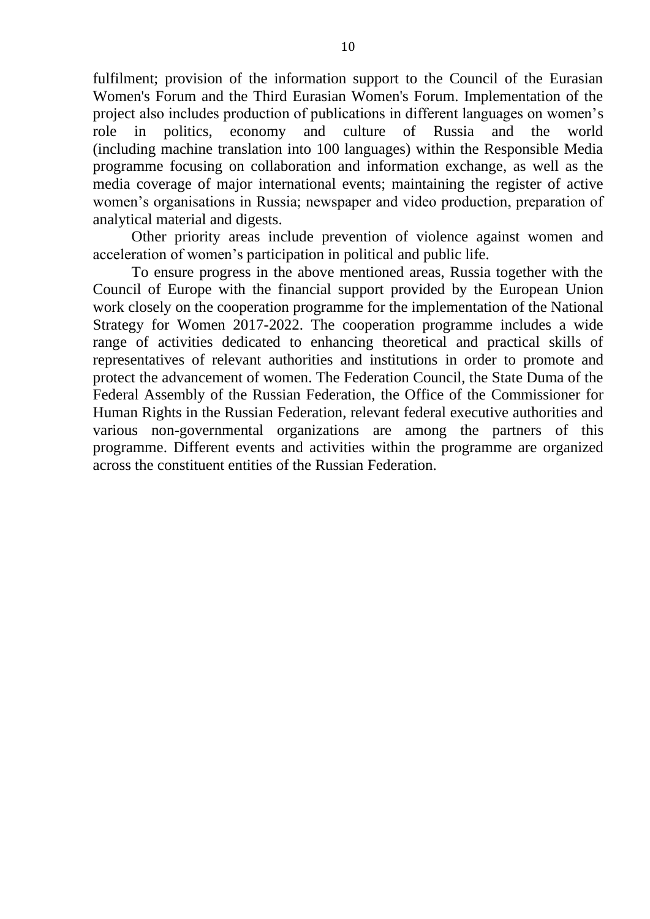fulfilment; provision of the information support to the Council of the Eurasian Women's Forum and the Third Eurasian Women's Forum. Implementation of the project also includes production of publications in different languages on women's role in politics, economy and culture of Russia and the world (including machine translation into 100 languages) within the Responsible Media programme focusing on collaboration and information exchange, as well as the media coverage of major international events; maintaining the register of active women's organisations in Russia; newspaper and video production, preparation of analytical material and digests.

Other priority areas include prevention of violence against women and acceleration of women's participation in political and public life.

To ensure progress in the above mentioned areas, Russia together with the Council of Europe with the financial support provided by the European Union work closely on the cooperation programme for the implementation of the National Strategy for Women 2017-2022. The cooperation programme includes a wide range of activities dedicated to enhancing theoretical and practical skills of representatives of relevant authorities and institutions in order to promote and protect the advancement of women. The Federation Council, the State Duma of the Federal Assembly of the Russian Federation, the Office of the Commissioner for Human Rights in the Russian Federation, relevant federal executive authorities and various non-governmental organizations are among the partners of this programme. Different events and activities within the programme are organized across the constituent entities of the Russian Federation.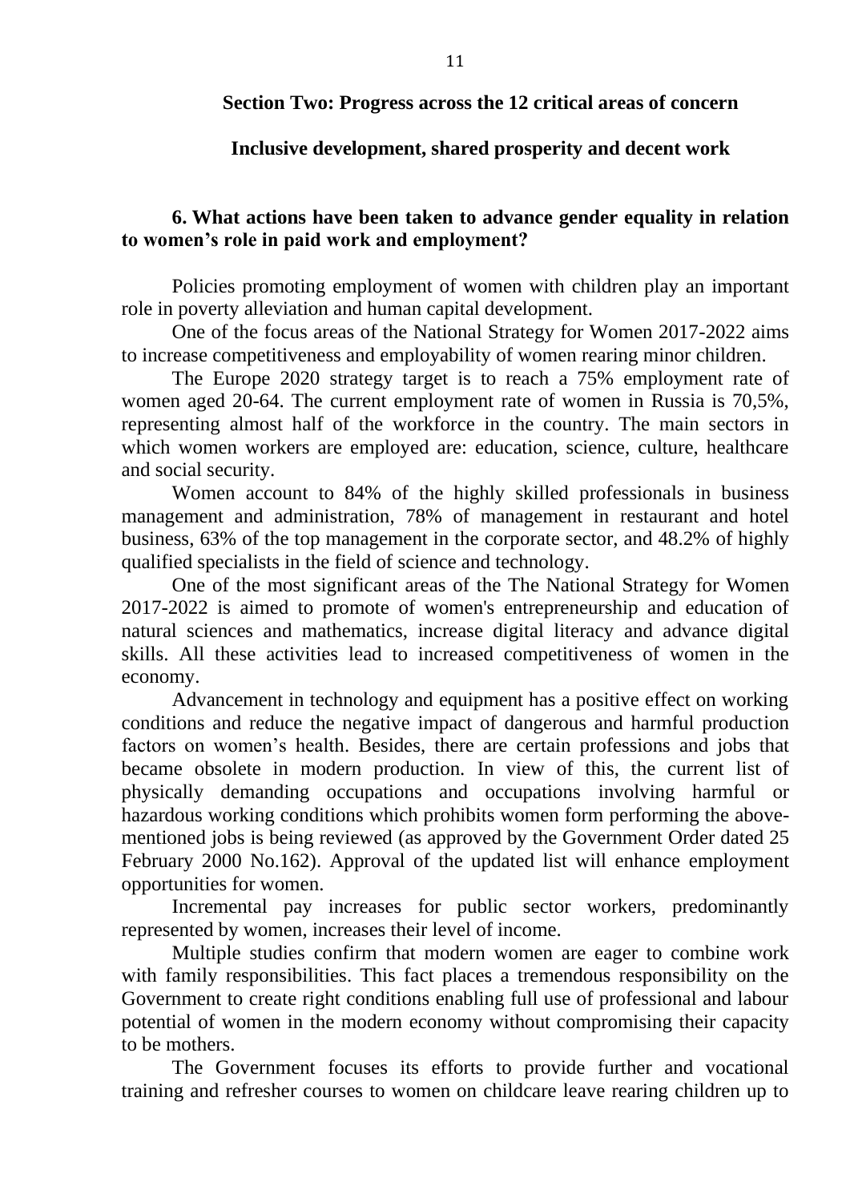## Section Two: Progress across the 12 critical areas of concern

### Inclusive development, shared prosperity and decent work

#### 6. What actions have been taken to advance gender equality in relation to women's role in paid work and employment?

Policies promoting employment of women with children play an important role in poverty alleviation and human capital development.

One of the focus areas of the National Strategy for Women 2017-2022 aims to increase competitiveness and employability of women rearing minor children.

The Europe 2020 strategy target is to reach a 75% employment rate of women aged 20-64. The current employment rate of women in Russia is 70,5%, representing almost half of the workforce in the country. The main sectors in which women workers are employed are: education, science, culture, healthcare and social security.

Women account to 84% of the highly skilled professionals in business management and administration, 78% of management in restaurant and hotel business, 63% of the top management in the corporate sector, and 48.2% of highly qualified specialists in the field of science and technology.

One of the most significant areas of the The National Strategy for Women 2017-2022 is aimed to promote of women's entrepreneurship and education of natural sciences and mathematics, increase digital literacy and advance digital skills. All these activities lead to increased competitiveness of women in the economy.

Advancement in technology and equipment has a positive effect on working conditions and reduce the negative impact of dangerous and harmful production factors on women's health. Besides, there are certain professions and jobs that became obsolete in modern production. In view of this, the current list of physically demanding occupations and occupations involving harmful or hazardous working conditions which prohibits women form performing the above-mentioned jobs is being reviewed (as approved by the Government Order dated 25 February 2000 No.162). Approval of the updated list will enhance employment opportunities for women.

Incremental pay increases for public sector workers, predominantly represented by women, increases their level of income.

Multiple studies confirm that modern women are eager to combine work with family responsibilities. This fact places a tremendous responsibility on the Government to create right conditions enabling full use of professional and labour potential of women in the modern economy without compromising their capacity to be mothers.

The Government focuses its efforts to provide further and vocational training and refresher courses to women on childcare leave rearing children up to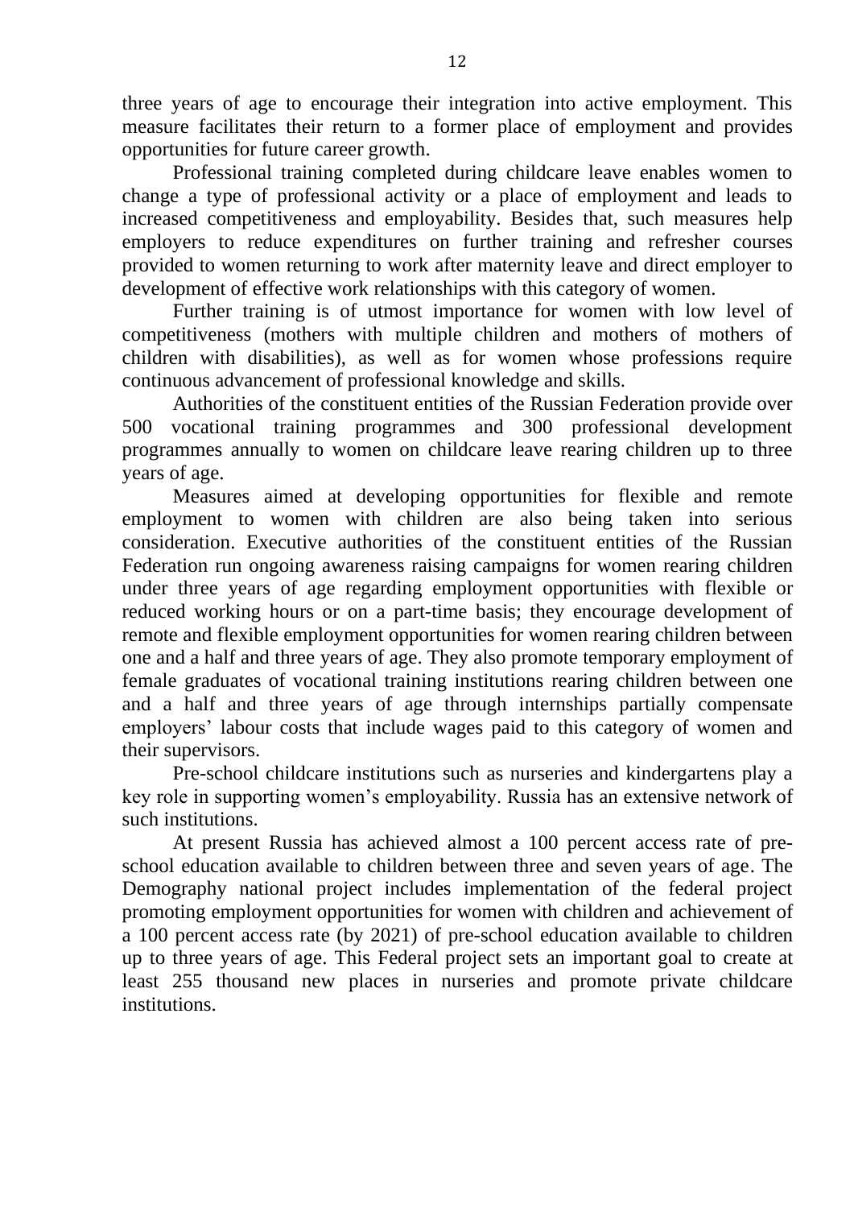three years of age to encourage their integration into active employment. This measure facilitates their return to a former place of employment and provides opportunities for future career growth.

Professional training completed during childcare leave enables women to change a type of professional activity or a place of employment and leads to increased competitiveness and employability. Besides that, such measures help employers to reduce expenditures on further training and refresher courses provided to women returning to work after maternity leave and direct employer to development of effective work relationships with this category of women.

Further training is of utmost importance for women with low level of competitiveness (mothers with multiple children and mothers of mothers of children with disabilities), as well as for women whose professions require continuous advancement of professional knowledge and skills.

Authorities of the constituent entities of the Russian Federation provide over 500 vocational training programmes and 300 professional development programmes annually to women on childcare leave rearing children up to three years of age.

Measures aimed at developing opportunities for flexible and remote employment to women with children are also being taken into serious consideration. Executive authorities of the constituent entities of the Russian Federation run ongoing awareness raising campaigns for women rearing children under three years of age regarding employment opportunities with flexible or reduced working hours or on a part-time basis; they encourage development of remote and flexible employment opportunities for women rearing children between one and a half and three years of age. They also promote temporary employment of female graduates of vocational training institutions rearing children between one and a half and three years of age through internships partially compensate employers' labour costs that include wages paid to this category of women and their supervisors.

Pre-school childcare institutions such as nurseries and kindergartens play a key role in supporting women's employability. Russia has an extensive network of such institutions.

At present Russia has achieved almost a 100 percent access rate of pre-school education available to children between three and seven years of age. The Demography national project includes implementation of the federal project promoting employment opportunities for women with children and achievement of a 100 percent access rate (by 2021) of pre-school education available to children up to three years of age. This Federal project sets an important goal to create at least 255 thousand new places in nurseries and promote private childcare institutions.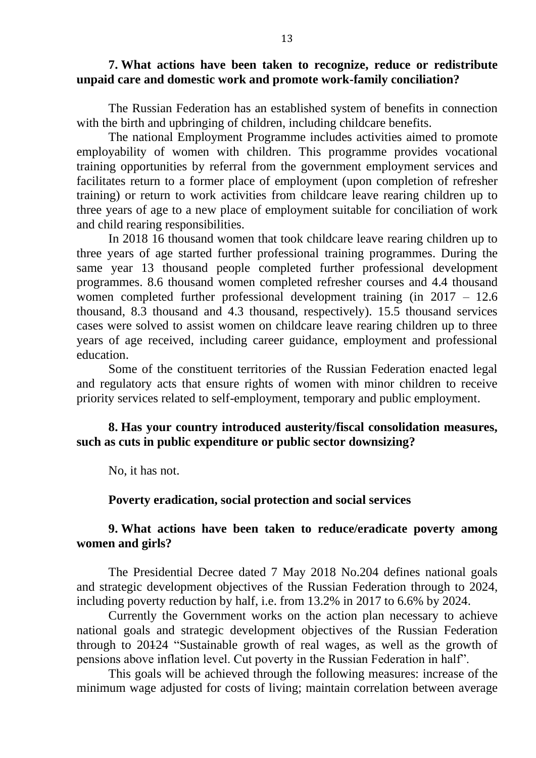**7. What actions have been taken to recognize, reduce or redistribute unpaid care and domestic work and promote work-family conciliation?**

The Russian Federation has an established system of benefits in connection with the birth and upbringing of children, including childcare benefits.

The national Employment Programme includes activities aimed to promote employability of women with children. This programme provides vocational training opportunities by referral from the government employment services and facilitates return to a former place of employment (upon completion of refresher training) or return to work activities from childcare leave rearing children up to three years of age to a new place of employment suitable for conciliation of work and child rearing responsibilities.

In 2018 16 thousand women that took childcare leave rearing children up to three years of age started further professional training programmes. During the same year 13 thousand people completed further professional development programmes. 8.6 thousand women completed refresher courses and 4.4 thousand women completed further professional development training (in 2017 – 12.6 thousand, 8.3 thousand and 4.3 thousand, respectively). 15.5 thousand services cases were solved to assist women on childcare leave rearing children up to three years of age received, including career guidance, employment and professional education.

Some of the constituent territories of the Russian Federation enacted legal and regulatory acts that ensure rights of women with minor children to receive priority services related to self-employment, temporary and public employment.

**8. Has your country introduced austerity/fiscal consolidation measures, such as cuts in public expenditure or public sector downsizing?**

No, it has not.

**Poverty eradication, social protection and social services**

**9. What actions have been taken to reduce/eradicate poverty among women and girls?**

The Presidential Decree dated 7 May 2018 No.204 defines national goals and strategic development objectives of the Russian Federation through to 2024, including poverty reduction by half, i.e. from 13.2% in 2017 to 6.6% by 2024.

Currently the Government works on the action plan necessary to achieve national goals and strategic development objectives of the Russian Federation through to 20~~1~~24 "Sustainable growth of real wages, as well as the growth of pensions above inflation level. Cut poverty in the Russian Federation in half".

This goals will be achieved through the following measures: increase of the minimum wage adjusted for costs of living; maintain correlation between average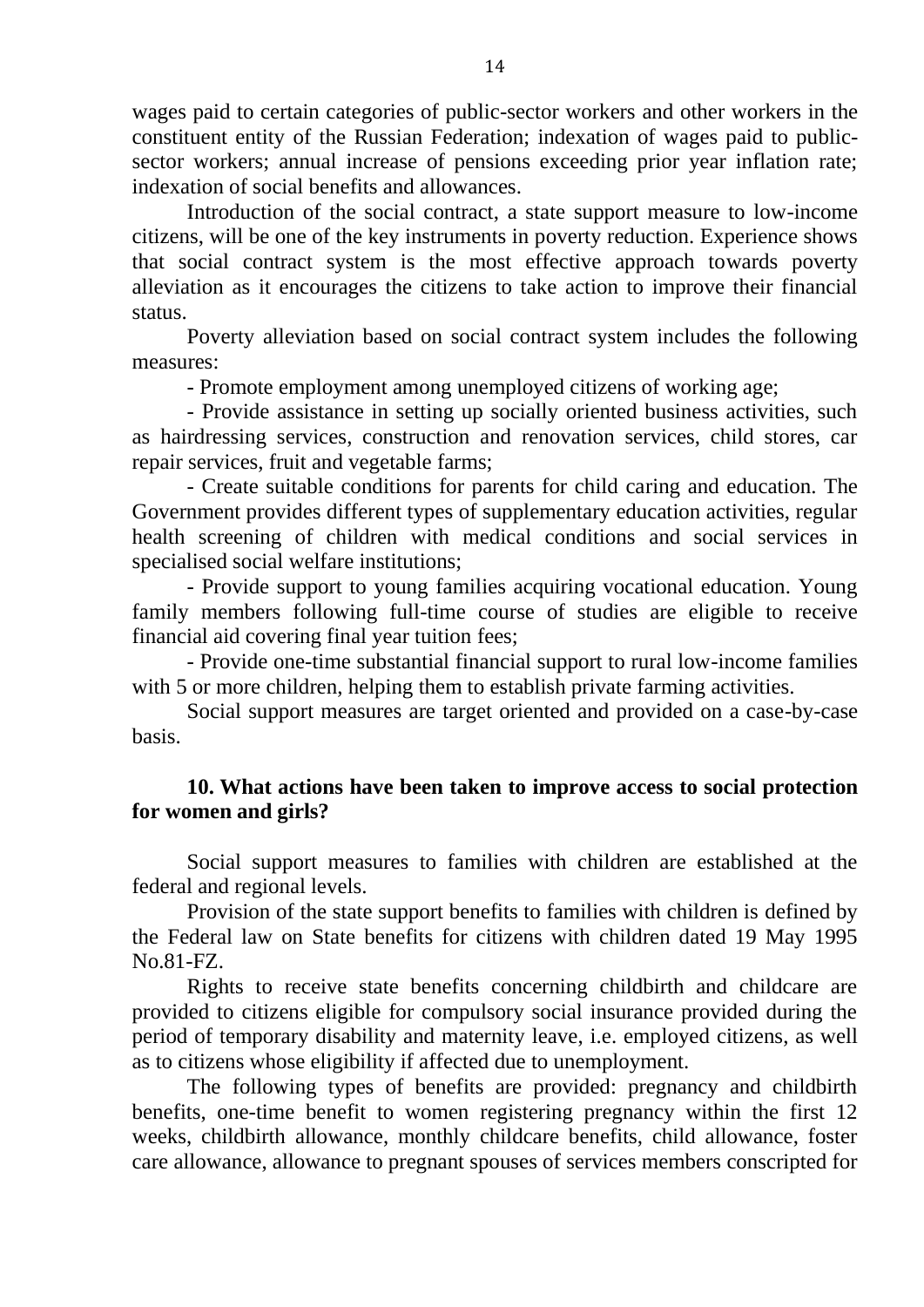wages paid to certain categories of public-sector workers and other workers in the constituent entity of the Russian Federation; indexation of wages paid to public-sector workers; annual increase of pensions exceeding prior year inflation rate; indexation of social benefits and allowances.

Introduction of the social contract, a state support measure to low-income citizens, will be one of the key instruments in poverty reduction. Experience shows that social contract system is the most effective approach towards poverty alleviation as it encourages the citizens to take action to improve their financial status.

Poverty alleviation based on social contract system includes the following measures:

- Promote employment among unemployed citizens of working age;
- Provide assistance in setting up socially oriented business activities, such as hairdressing services, construction and renovation services, child stores, car repair services, fruit and vegetable farms;
- Create suitable conditions for parents for child caring and education. The Government provides different types of supplementary education activities, regular health screening of children with medical conditions and social services in specialised social welfare institutions;
- Provide support to young families acquiring vocational education. Young family members following full-time course of studies are eligible to receive financial aid covering final year tuition fees;
- Provide one-time substantial financial support to rural low-income families with 5 or more children, helping them to establish private farming activities.

Social support measures are target oriented and provided on a case-by-case basis.

**10. What actions have been taken to improve access to social protection for women and girls?**

Social support measures to families with children are established at the federal and regional levels.

Provision of the state support benefits to families with children is defined by the Federal law on State benefits for citizens with children dated 19 May 1995 No.81-FZ.

Rights to receive state benefits concerning childbirth and childcare are provided to citizens eligible for compulsory social insurance provided during the period of temporary disability and maternity leave, i.e. employed citizens, as well as to citizens whose eligibility if affected due to unemployment.

The following types of benefits are provided: pregnancy and childbirth benefits, one-time benefit to women registering pregnancy within the first 12 weeks, childbirth allowance, monthly childcare benefits, child allowance, foster care allowance, allowance to pregnant spouses of services members conscripted for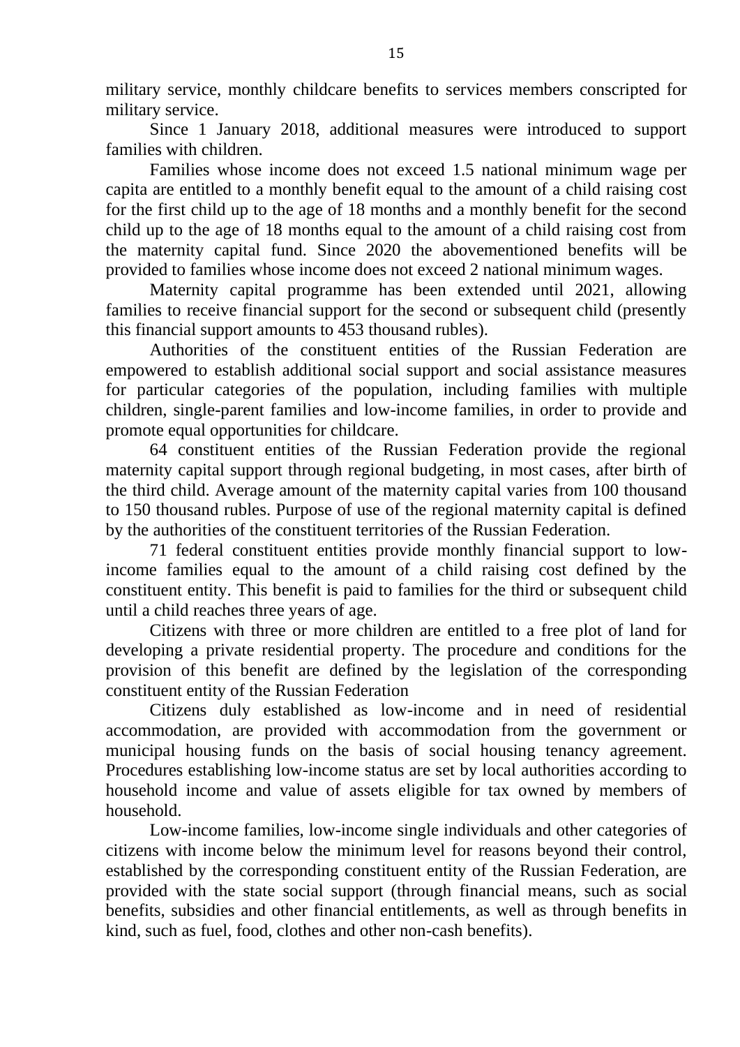military service, monthly childcare benefits to services members conscripted for military service.

Since 1 January 2018, additional measures were introduced to support families with children.

Families whose income does not exceed 1.5 national minimum wage per capita are entitled to a monthly benefit equal to the amount of a child raising cost for the first child up to the age of 18 months and a monthly benefit for the second child up to the age of 18 months equal to the amount of a child raising cost from the maternity capital fund. Since 2020 the abovementioned benefits will be provided to families whose income does not exceed 2 national minimum wages.

Maternity capital programme has been extended until 2021, allowing families to receive financial support for the second or subsequent child (presently this financial support amounts to 453 thousand rubles).

Authorities of the constituent entities of the Russian Federation are empowered to establish additional social support and social assistance measures for particular categories of the population, including families with multiple children, single-parent families and low-income families, in order to provide and promote equal opportunities for childcare.

64 constituent entities of the Russian Federation provide the regional maternity capital support through regional budgeting, in most cases, after birth of the third child. Average amount of the maternity capital varies from 100 thousand to 150 thousand rubles. Purpose of use of the regional maternity capital is defined by the authorities of the constituent territories of the Russian Federation.

71 federal constituent entities provide monthly financial support to low-income families equal to the amount of a child raising cost defined by the constituent entity. This benefit is paid to families for the third or subsequent child until a child reaches three years of age.

Citizens with three or more children are entitled to a free plot of land for developing a private residential property. The procedure and conditions for the provision of this benefit are defined by the legislation of the corresponding constituent entity of the Russian Federation

Citizens duly established as low-income and in need of residential accommodation, are provided with accommodation from the government or municipal housing funds on the basis of social housing tenancy agreement. Procedures establishing low-income status are set by local authorities according to household income and value of assets eligible for tax owned by members of household.

Low-income families, low-income single individuals and other categories of citizens with income below the minimum level for reasons beyond their control, established by the corresponding constituent entity of the Russian Federation, are provided with the state social support (through financial means, such as social benefits, subsidies and other financial entitlements, as well as through benefits in kind, such as fuel, food, clothes and other non-cash benefits).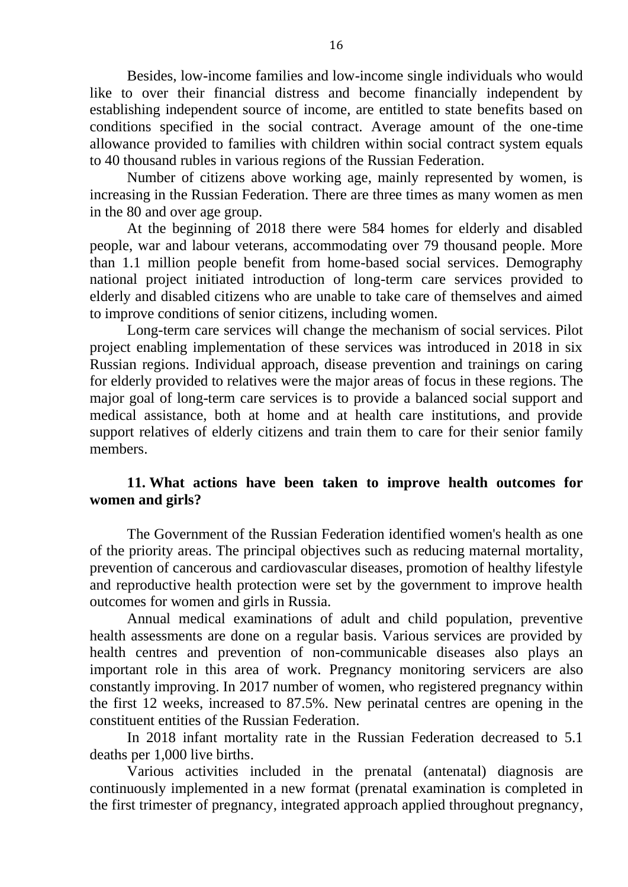Besides, low-income families and low-income single individuals who would like to over their financial distress and become financially independent by establishing independent source of income, are entitled to state benefits based on conditions specified in the social contract. Average amount of the one-time allowance provided to families with children within social contract system equals to 40 thousand rubles in various regions of the Russian Federation.

Number of citizens above working age, mainly represented by women, is increasing in the Russian Federation. There are three times as many women as men in the 80 and over age group.

At the beginning of 2018 there were 584 homes for elderly and disabled people, war and labour veterans, accommodating over 79 thousand people. More than 1.1 million people benefit from home-based social services. Demography national project initiated introduction of long-term care services provided to elderly and disabled citizens who are unable to take care of themselves and aimed to improve conditions of senior citizens, including women.

Long-term care services will change the mechanism of social services. Pilot project enabling implementation of these services was introduced in 2018 in six Russian regions. Individual approach, disease prevention and trainings on caring for elderly provided to relatives were the major areas of focus in these regions. The major goal of long-term care services is to provide a balanced social support and medical assistance, both at home and at health care institutions, and provide support relatives of elderly citizens and train them to care for their senior family members.

### 11. What actions have been taken to improve health outcomes for women and girls?

The Government of the Russian Federation identified women's health as one of the priority areas. The principal objectives such as reducing maternal mortality, prevention of cancerous and cardiovascular diseases, promotion of healthy lifestyle and reproductive health protection were set by the government to improve health outcomes for women and girls in Russia.

Annual medical examinations of adult and child population, preventive health assessments are done on a regular basis. Various services are provided by health centres and prevention of non-communicable diseases also plays an important role in this area of work. Pregnancy monitoring servicers are also constantly improving. In 2017 number of women, who registered pregnancy within the first 12 weeks, increased to 87.5%. New perinatal centres are opening in the constituent entities of the Russian Federation.

In 2018 infant mortality rate in the Russian Federation decreased to 5.1 deaths per 1,000 live births.

Various activities included in the prenatal (antenatal) diagnosis are continuously implemented in a new format (prenatal examination is completed in the first trimester of pregnancy, integrated approach applied throughout pregnancy,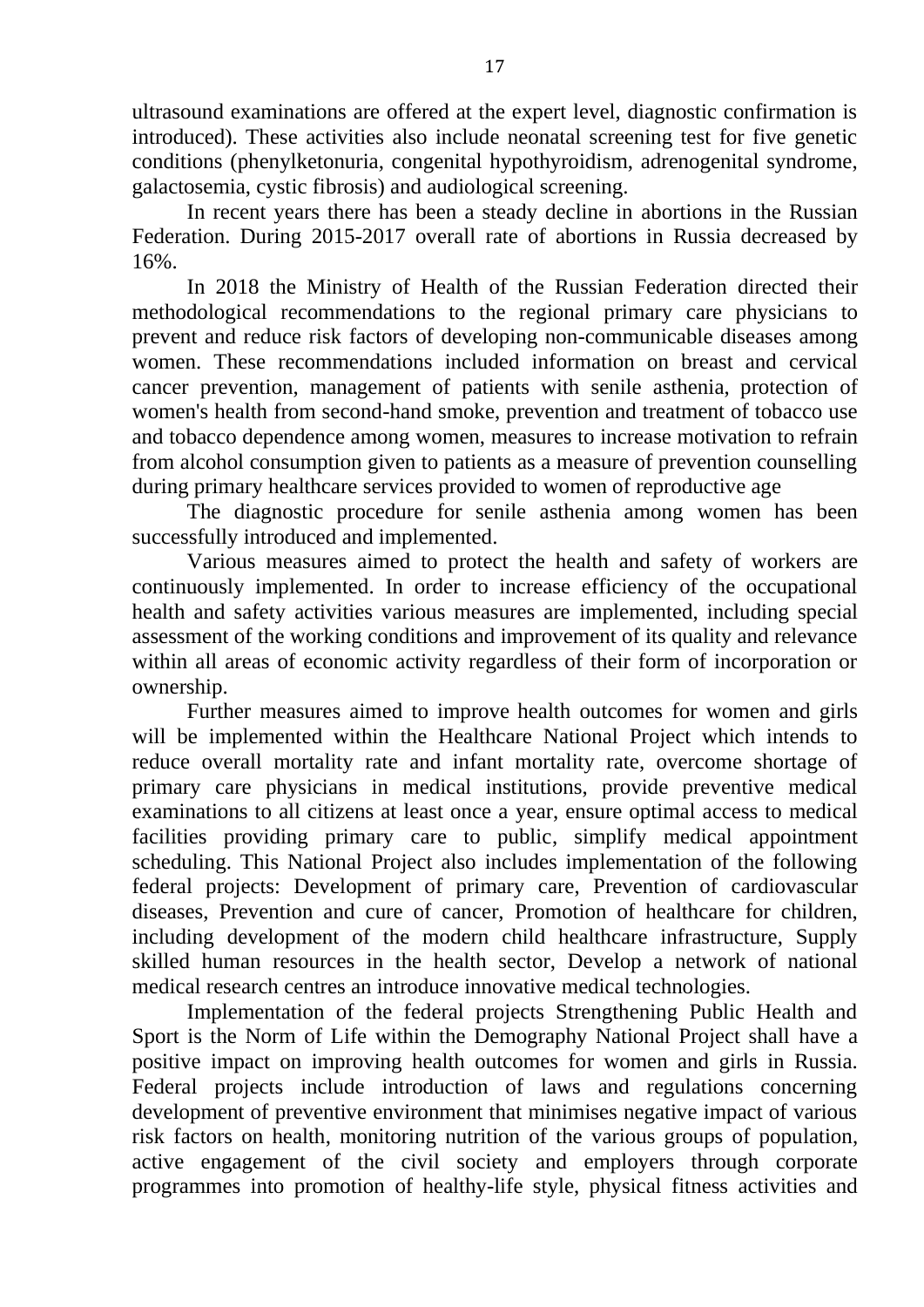ultrasound examinations are offered at the expert level, diagnostic confirmation is introduced). These activities also include neonatal screening test for five genetic conditions (phenylketonuria, congenital hypothyroidism, adrenogenital syndrome, galactosemia, cystic fibrosis) and audiological screening.

In recent years there has been a steady decline in abortions in the Russian Federation. During 2015-2017 overall rate of abortions in Russia decreased by 16%.

In 2018 the Ministry of Health of the Russian Federation directed their methodological recommendations to the regional primary care physicians to prevent and reduce risk factors of developing non-communicable diseases among women. These recommendations included information on breast and cervical cancer prevention, management of patients with senile asthenia, protection of women's health from second-hand smoke, prevention and treatment of tobacco use and tobacco dependence among women, measures to increase motivation to refrain from alcohol consumption given to patients as a measure of prevention counselling during primary healthcare services provided to women of reproductive age

The diagnostic procedure for senile asthenia among women has been successfully introduced and implemented.

Various measures aimed to protect the health and safety of workers are continuously implemented. In order to increase efficiency of the occupational health and safety activities various measures are implemented, including special assessment of the working conditions and improvement of its quality and relevance within all areas of economic activity regardless of their form of incorporation or ownership.

Further measures aimed to improve health outcomes for women and girls will be implemented within the Healthcare National Project which intends to reduce overall mortality rate and infant mortality rate, overcome shortage of primary care physicians in medical institutions, provide preventive medical examinations to all citizens at least once a year, ensure optimal access to medical facilities providing primary care to public, simplify medical appointment scheduling. This National Project also includes implementation of the following federal projects: Development of primary care, Prevention of cardiovascular diseases, Prevention and cure of cancer, Promotion of healthcare for children, including development of the modern child healthcare infrastructure, Supply skilled human resources in the health sector, Develop a network of national medical research centres an introduce innovative medical technologies.

Implementation of the federal projects Strengthening Public Health and Sport is the Norm of Life within the Demography National Project shall have a positive impact on improving health outcomes for women and girls in Russia. Federal projects include introduction of laws and regulations concerning development of preventive environment that minimises negative impact of various risk factors on health, monitoring nutrition of the various groups of population, active engagement of the civil society and employers through corporate programmes into promotion of healthy-life style, physical fitness activities and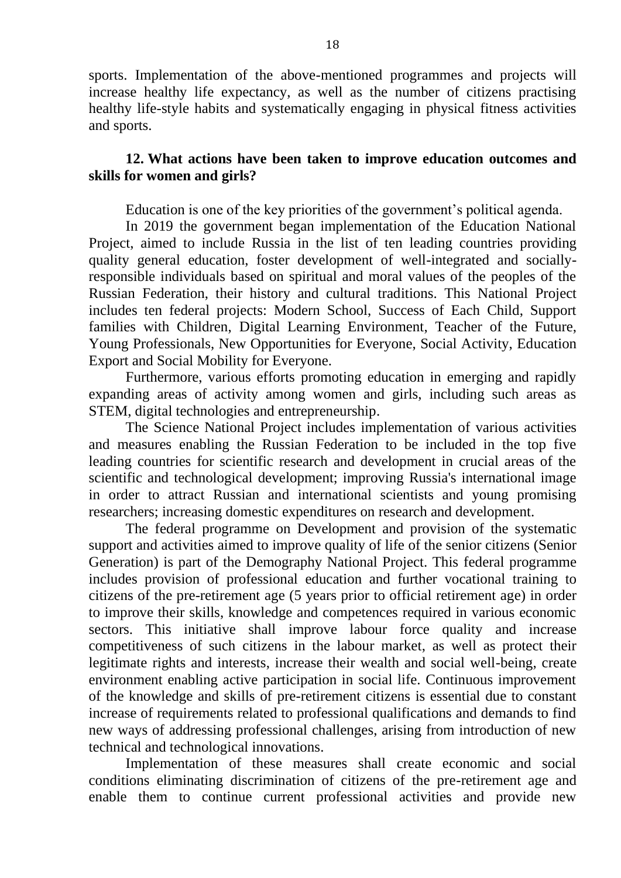sports. Implementation of the above-mentioned programmes and projects will increase healthy life expectancy, as well as the number of citizens practising healthy life-style habits and systematically engaging in physical fitness activities and sports.

### 12. What actions have been taken to improve education outcomes and skills for women and girls?

Education is one of the key priorities of the government's political agenda.

In 2019 the government began implementation of the Education National Project, aimed to include Russia in the list of ten leading countries providing quality general education, foster development of well-integrated and socially-responsible individuals based on spiritual and moral values of the peoples of the Russian Federation, their history and cultural traditions. This National Project includes ten federal projects: Modern School, Success of Each Child, Support families with Children, Digital Learning Environment, Teacher of the Future, Young Professionals, New Opportunities for Everyone, Social Activity, Education Export and Social Mobility for Everyone.

Furthermore, various efforts promoting education in emerging and rapidly expanding areas of activity among women and girls, including such areas as STEM, digital technologies and entrepreneurship.

The Science National Project includes implementation of various activities and measures enabling the Russian Federation to be included in the top five leading countries for scientific research and development in crucial areas of the scientific and technological development; improving Russia's international image in order to attract Russian and international scientists and young promising researchers; increasing domestic expenditures on research and development.

The federal programme on Development and provision of the systematic support and activities aimed to improve quality of life of the senior citizens (Senior Generation) is part of the Demography National Project. This federal programme includes provision of professional education and further vocational training to citizens of the pre-retirement age (5 years prior to official retirement age) in order to improve their skills, knowledge and competences required in various economic sectors. This initiative shall improve labour force quality and increase competitiveness of such citizens in the labour market, as well as protect their legitimate rights and interests, increase their wealth and social well-being, create environment enabling active participation in social life. Continuous improvement of the knowledge and skills of pre-retirement citizens is essential due to constant increase of requirements related to professional qualifications and demands to find new ways of addressing professional challenges, arising from introduction of new technical and technological innovations.

Implementation of these measures shall create economic and social conditions eliminating discrimination of citizens of the pre-retirement age and enable them to continue current professional activities and provide new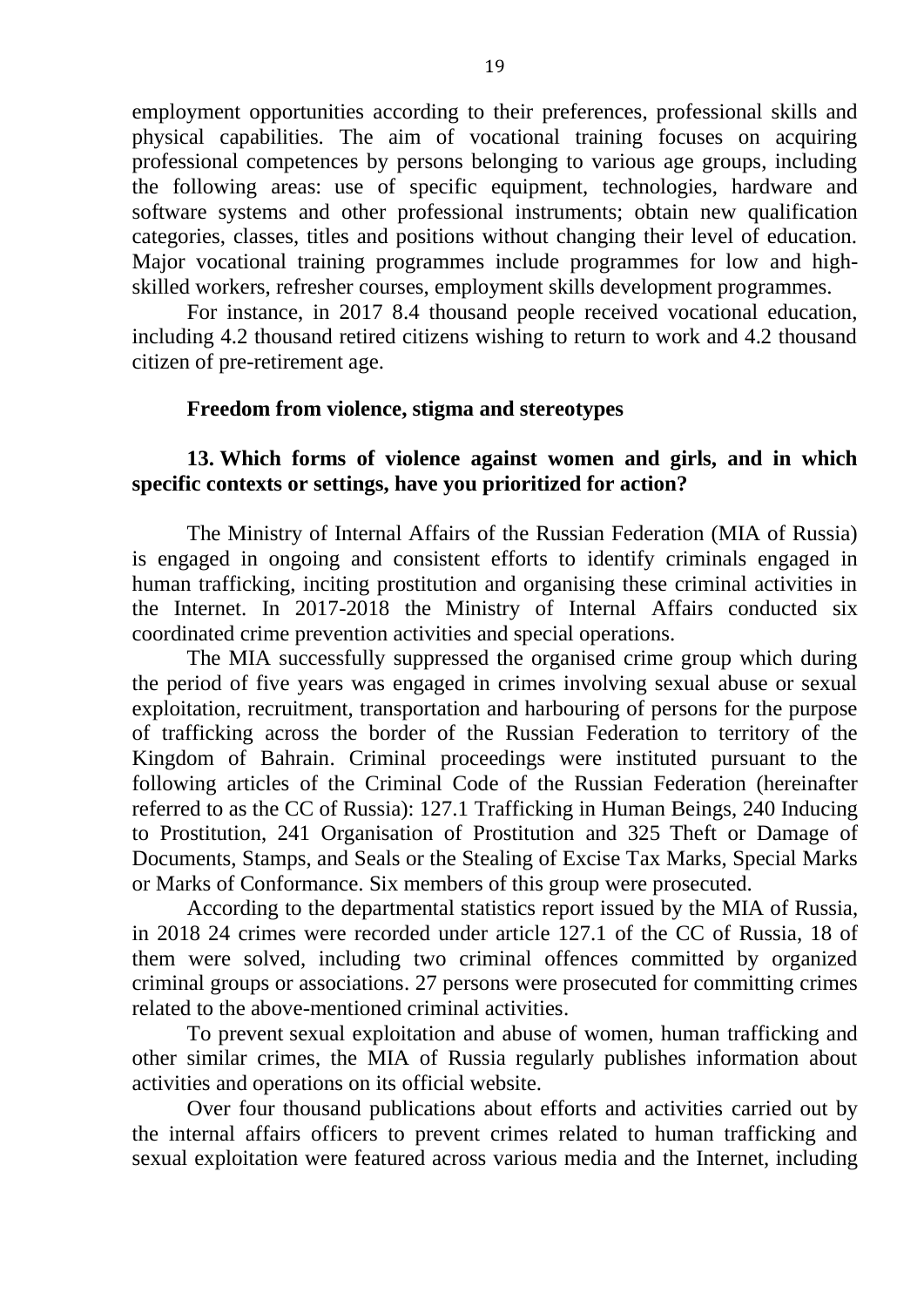employment opportunities according to their preferences, professional skills and physical capabilities. The aim of vocational training focuses on acquiring professional competences by persons belonging to various age groups, including the following areas: use of specific equipment, technologies, hardware and software systems and other professional instruments; obtain new qualification categories, classes, titles and positions without changing their level of education. Major vocational training programmes include programmes for low and high-skilled workers, refresher courses, employment skills development programmes.

For instance, in 2017 8.4 thousand people received vocational education, including 4.2 thousand retired citizens wishing to return to work and 4.2 thousand citizen of pre-retirement age.

**Freedom from violence, stigma and stereotypes**

**13. Which forms of violence against women and girls, and in which specific contexts or settings, have you prioritized for action?**

The Ministry of Internal Affairs of the Russian Federation (MIA of Russia) is engaged in ongoing and consistent efforts to identify criminals engaged in human trafficking, inciting prostitution and organising these criminal activities in the Internet. In 2017-2018 the Ministry of Internal Affairs conducted six coordinated crime prevention activities and special operations.

The MIA successfully suppressed the organised crime group which during the period of five years was engaged in crimes involving sexual abuse or sexual exploitation, recruitment, transportation and harbouring of persons for the purpose of trafficking across the border of the Russian Federation to territory of the Kingdom of Bahrain. Criminal proceedings were instituted pursuant to the following articles of the Criminal Code of the Russian Federation (hereinafter referred to as the CC of Russia): 127.1 Trafficking in Human Beings, 240 Inducing to Prostitution, 241 Organisation of Prostitution and 325 Theft or Damage of Documents, Stamps, and Seals or the Stealing of Excise Tax Marks, Special Marks or Marks of Conformance. Six members of this group were prosecuted.

According to the departmental statistics report issued by the MIA of Russia, in 2018 24 crimes were recorded under article 127.1 of the CC of Russia, 18 of them were solved, including two criminal offences committed by organized criminal groups or associations. 27 persons were prosecuted for committing crimes related to the above-mentioned criminal activities.

To prevent sexual exploitation and abuse of women, human trafficking and other similar crimes, the MIA of Russia regularly publishes information about activities and operations on its official website.

Over four thousand publications about efforts and activities carried out by the internal affairs officers to prevent crimes related to human trafficking and sexual exploitation were featured across various media and the Internet, including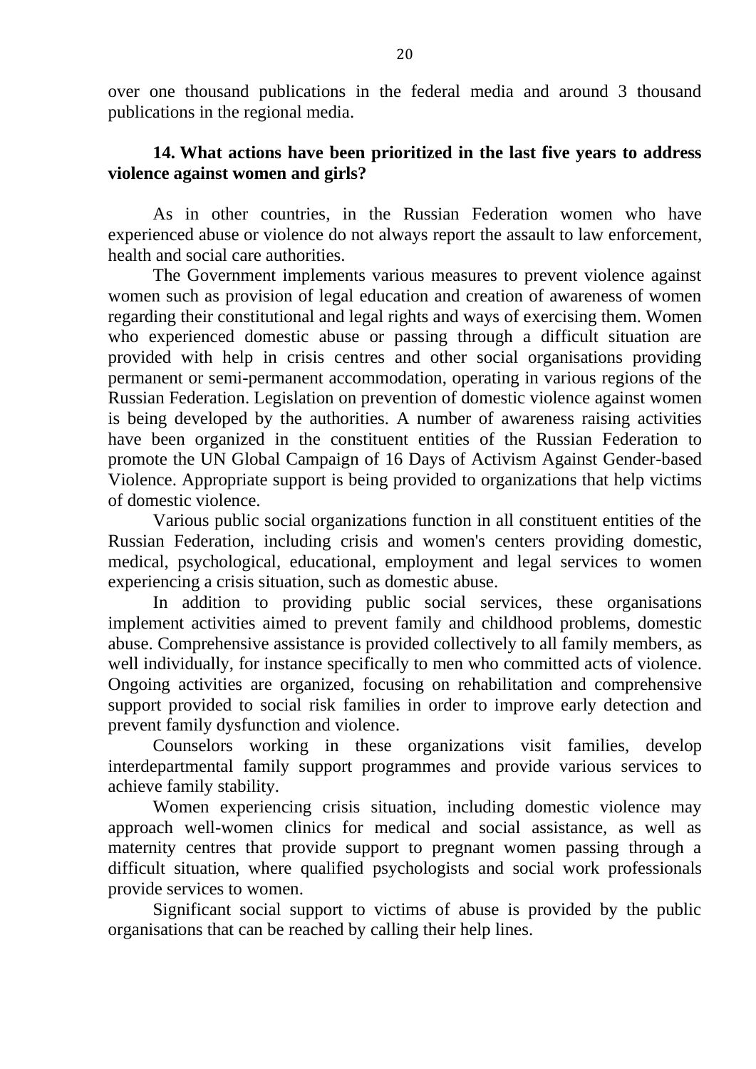over one thousand publications in the federal media and around 3 thousand publications in the regional media.

### 14. What actions have been prioritized in the last five years to address violence against women and girls?

As in other countries, in the Russian Federation women who have experienced abuse or violence do not always report the assault to law enforcement, health and social care authorities.

The Government implements various measures to prevent violence against women such as provision of legal education and creation of awareness of women regarding their constitutional and legal rights and ways of exercising them. Women who experienced domestic abuse or passing through a difficult situation are provided with help in crisis centres and other social organisations providing permanent or semi-permanent accommodation, operating in various regions of the Russian Federation. Legislation on prevention of domestic violence against women is being developed by the authorities. A number of awareness raising activities have been organized in the constituent entities of the Russian Federation to promote the UN Global Campaign of 16 Days of Activism Against Gender-based Violence. Appropriate support is being provided to organizations that help victims of domestic violence.

Various public social organizations function in all constituent entities of the Russian Federation, including crisis and women's centers providing domestic, medical, psychological, educational, employment and legal services to women experiencing a crisis situation, such as domestic abuse.

In addition to providing public social services, these organisations implement activities aimed to prevent family and childhood problems, domestic abuse. Comprehensive assistance is provided collectively to all family members, as well individually, for instance specifically to men who committed acts of violence. Ongoing activities are organized, focusing on rehabilitation and comprehensive support provided to social risk families in order to improve early detection and prevent family dysfunction and violence.

Counselors working in these organizations visit families, develop interdepartmental family support programmes and provide various services to achieve family stability.

Women experiencing crisis situation, including domestic violence may approach well-women clinics for medical and social assistance, as well as maternity centres that provide support to pregnant women passing through a difficult situation, where qualified psychologists and social work professionals provide services to women.

Significant social support to victims of abuse is provided by the public organisations that can be reached by calling their help lines.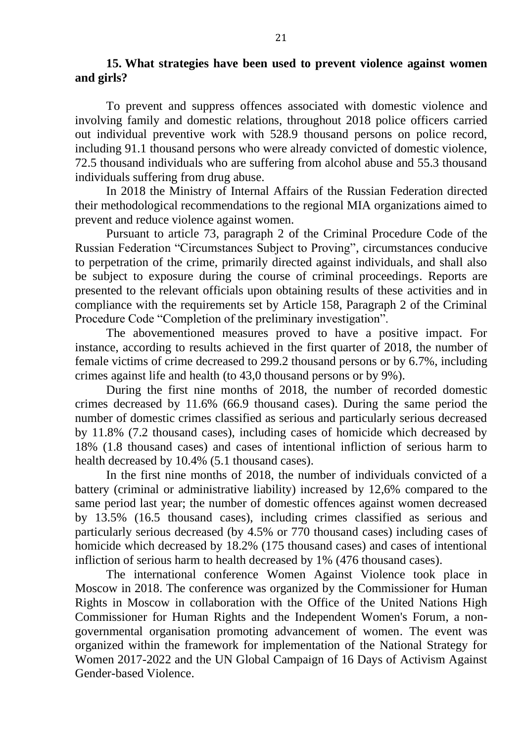**15. What strategies have been used to prevent violence against women and girls?**

To prevent and suppress offences associated with domestic violence and involving family and domestic relations, throughout 2018 police officers carried out individual preventive work with 528.9 thousand persons on police record, including 91.1 thousand persons who were already convicted of domestic violence, 72.5 thousand individuals who are suffering from alcohol abuse and 55.3 thousand individuals suffering from drug abuse.

In 2018 the Ministry of Internal Affairs of the Russian Federation directed their methodological recommendations to the regional MIA organizations aimed to prevent and reduce violence against women.

Pursuant to article 73, paragraph 2 of the Criminal Procedure Code of the Russian Federation "Circumstances Subject to Proving", circumstances conducive to perpetration of the crime, primarily directed against individuals, and shall also be subject to exposure during the course of criminal proceedings. Reports are presented to the relevant officials upon obtaining results of these activities and in compliance with the requirements set by Article 158, Paragraph 2 of the Criminal Procedure Code "Completion of the preliminary investigation".

The abovementioned measures proved to have a positive impact. For instance, according to results achieved in the first quarter of 2018, the number of female victims of crime decreased to 299.2 thousand persons or by 6.7%, including crimes against life and health (to 43,0 thousand persons or by 9%).

During the first nine months of 2018, the number of recorded domestic crimes decreased by 11.6% (66.9 thousand cases). During the same period the number of domestic crimes classified as serious and particularly serious decreased by 11.8% (7.2 thousand cases), including cases of homicide which decreased by 18% (1.8 thousand cases) and cases of intentional infliction of serious harm to health decreased by 10.4% (5.1 thousand cases).

In the first nine months of 2018, the number of individuals convicted of a battery (criminal or administrative liability) increased by 12,6% compared to the same period last year; the number of domestic offences against women decreased by 13.5% (16.5 thousand cases), including crimes classified as serious and particularly serious decreased (by 4.5% or 770 thousand cases) including cases of homicide which decreased by 18.2% (175 thousand cases) and cases of intentional infliction of serious harm to health decreased by 1% (476 thousand cases).

The international conference Women Against Violence took place in Moscow in 2018. The conference was organized by the Commissioner for Human Rights in Moscow in collaboration with the Office of the United Nations High Commissioner for Human Rights and the Independent Women's Forum, a non-governmental organisation promoting advancement of women. The event was organized within the framework for implementation of the National Strategy for Women 2017-2022 and the UN Global Campaign of 16 Days of Activism Against Gender-based Violence.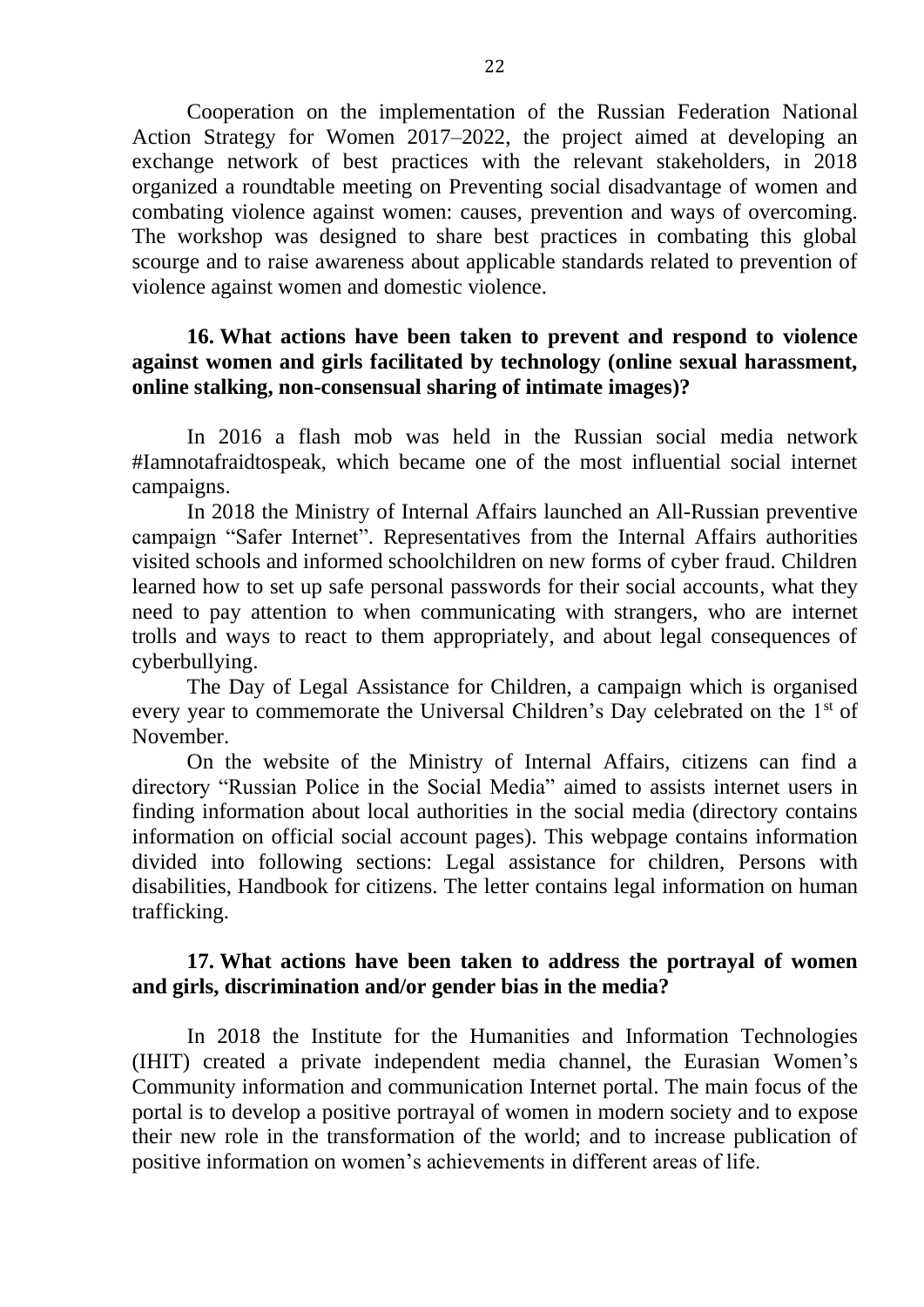Cooperation on the implementation of the Russian Federation National Action Strategy for Women 2017–2022, the project aimed at developing an exchange network of best practices with the relevant stakeholders, in 2018 organized a roundtable meeting on Preventing social disadvantage of women and combating violence against women: causes, prevention and ways of overcoming. The workshop was designed to share best practices in combating this global scourge and to raise awareness about applicable standards related to prevention of violence against women and domestic violence.

**16. What actions have been taken to prevent and respond to violence against women and girls facilitated by technology (online sexual harassment, online stalking, non-consensual sharing of intimate images)?**

In 2016 a flash mob was held in the Russian social media network #Iamnotafraidtospeak, which became one of the most influential social internet campaigns.

In 2018 the Ministry of Internal Affairs launched an All-Russian preventive campaign "Safer Internet". Representatives from the Internal Affairs authorities visited schools and informed schoolchildren on new forms of cyber fraud. Children learned how to set up safe personal passwords for their social accounts, what they need to pay attention to when communicating with strangers, who are internet trolls and ways to react to them appropriately, and about legal consequences of cyberbullying.

The Day of Legal Assistance for Children, a campaign which is organised every year to commemorate the Universal Children's Day celebrated on the 1st of November.

On the website of the Ministry of Internal Affairs, citizens can find a directory "Russian Police in the Social Media" aimed to assists internet users in finding information about local authorities in the social media (directory contains information on official social account pages). This webpage contains information divided into following sections: Legal assistance for children, Persons with disabilities, Handbook for citizens. The letter contains legal information on human trafficking.

**17. What actions have been taken to address the portrayal of women and girls, discrimination and/or gender bias in the media?**

In 2018 the Institute for the Humanities and Information Technologies (IHIT) created a private independent media channel, the Eurasian Women's Community information and communication Internet portal. The main focus of the portal is to develop a positive portrayal of women in modern society and to expose their new role in the transformation of the world; and to increase publication of positive information on women's achievements in different areas of life.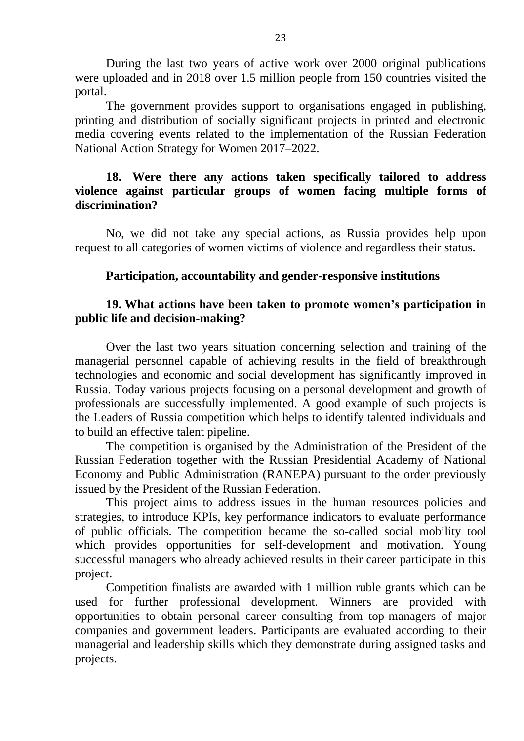During the last two years of active work over 2000 original publications were uploaded and in 2018 over 1.5 million people from 150 countries visited the portal.

The government provides support to organisations engaged in publishing, printing and distribution of socially significant projects in printed and electronic media covering events related to the implementation of the Russian Federation National Action Strategy for Women 2017–2022.

**18. Were there any actions taken specifically tailored to address violence against particular groups of women facing multiple forms of discrimination?**

No, we did not take any special actions, as Russia provides help upon request to all categories of women victims of violence and regardless their status.

## Participation, accountability and gender-responsive institutions

**19. What actions have been taken to promote women's participation in public life and decision-making?**

Over the last two years situation concerning selection and training of the managerial personnel capable of achieving results in the field of breakthrough technologies and economic and social development has significantly improved in Russia. Today various projects focusing on a personal development and growth of professionals are successfully implemented. A good example of such projects is the Leaders of Russia competition which helps to identify talented individuals and to build an effective talent pipeline.

The competition is organised by the Administration of the President of the Russian Federation together with the Russian Presidential Academy of National Economy and Public Administration (RANEPA) pursuant to the order previously issued by the President of the Russian Federation.

This project aims to address issues in the human resources policies and strategies, to introduce KPIs, key performance indicators to evaluate performance of public officials. The competition became the so-called social mobility tool which provides opportunities for self-development and motivation. Young successful managers who already achieved results in their career participate in this project.

Competition finalists are awarded with 1 million ruble grants which can be used for further professional development. Winners are provided with opportunities to obtain personal career consulting from top-managers of major companies and government leaders. Participants are evaluated according to their managerial and leadership skills which they demonstrate during assigned tasks and projects.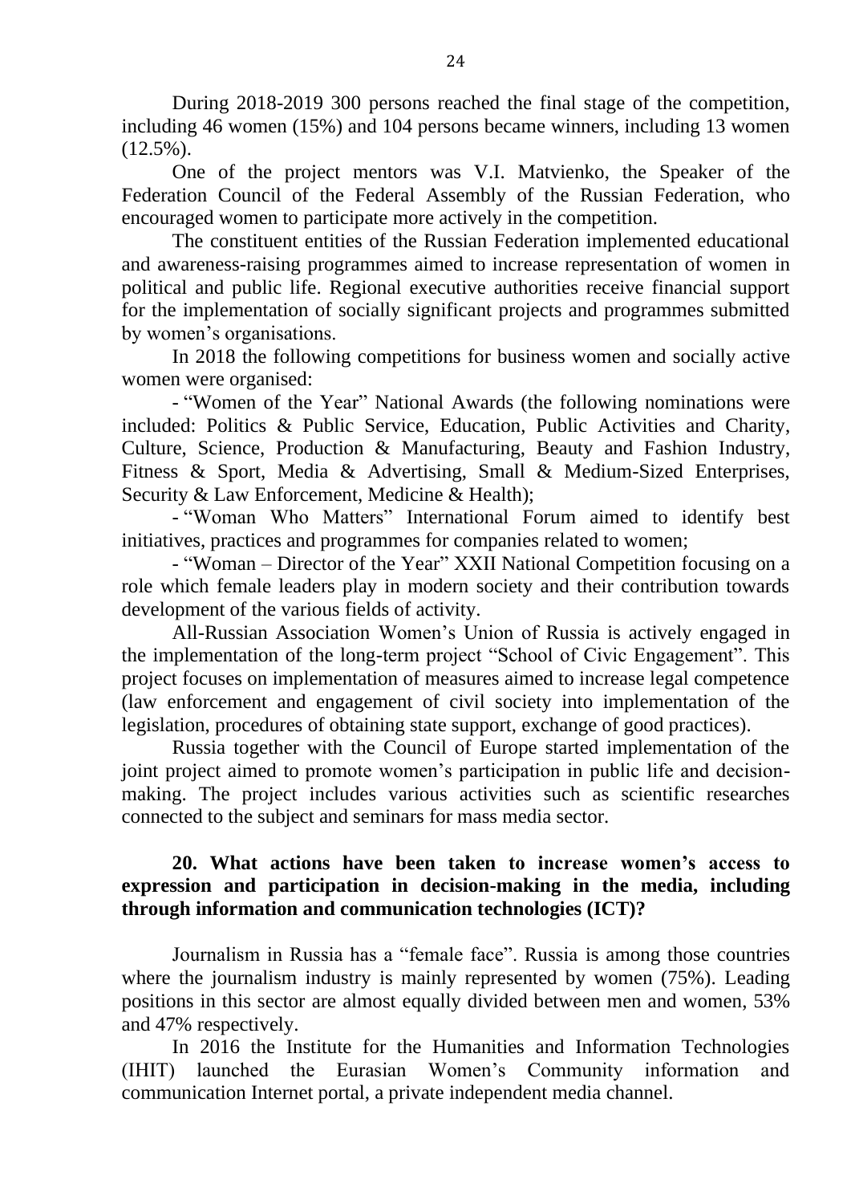During 2018-2019 300 persons reached the final stage of the competition, including 46 women (15%) and 104 persons became winners, including 13 women (12.5%).

One of the project mentors was V.I. Matvienko, the Speaker of the Federation Council of the Federal Assembly of the Russian Federation, who encouraged women to participate more actively in the competition.

The constituent entities of the Russian Federation implemented educational and awareness-raising programmes aimed to increase representation of women in political and public life. Regional executive authorities receive financial support for the implementation of socially significant projects and programmes submitted by women's organisations.

In 2018 the following competitions for business women and socially active women were organised:

- "Women of the Year" National Awards (the following nominations were included: Politics & Public Service, Education, Public Activities and Charity, Culture, Science, Production & Manufacturing, Beauty and Fashion Industry, Fitness & Sport, Media & Advertising, Small & Medium-Sized Enterprises, Security & Law Enforcement, Medicine & Health);
- "Woman Who Matters" International Forum aimed to identify best initiatives, practices and programmes for companies related to women;
- "Woman – Director of the Year" XXII National Competition focusing on a role which female leaders play in modern society and their contribution towards development of the various fields of activity.

All-Russian Association Women's Union of Russia is actively engaged in the implementation of the long-term project "School of Civic Engagement". This project focuses on implementation of measures aimed to increase legal competence (law enforcement and engagement of civil society into implementation of the legislation, procedures of obtaining state support, exchange of good practices).

Russia together with the Council of Europe started implementation of the joint project aimed to promote women's participation in public life and decision-making. The project includes various activities such as scientific researches connected to the subject and seminars for mass media sector.

**20. What actions have been taken to increase women's access to expression and participation in decision-making in the media, including through information and communication technologies (ICT)?**

Journalism in Russia has a "female face". Russia is among those countries where the journalism industry is mainly represented by women (75%). Leading positions in this sector are almost equally divided between men and women, 53% and 47% respectively.

In 2016 the Institute for the Humanities and Information Technologies (IHIT) launched the Eurasian Women's Community information and communication Internet portal, a private independent media channel.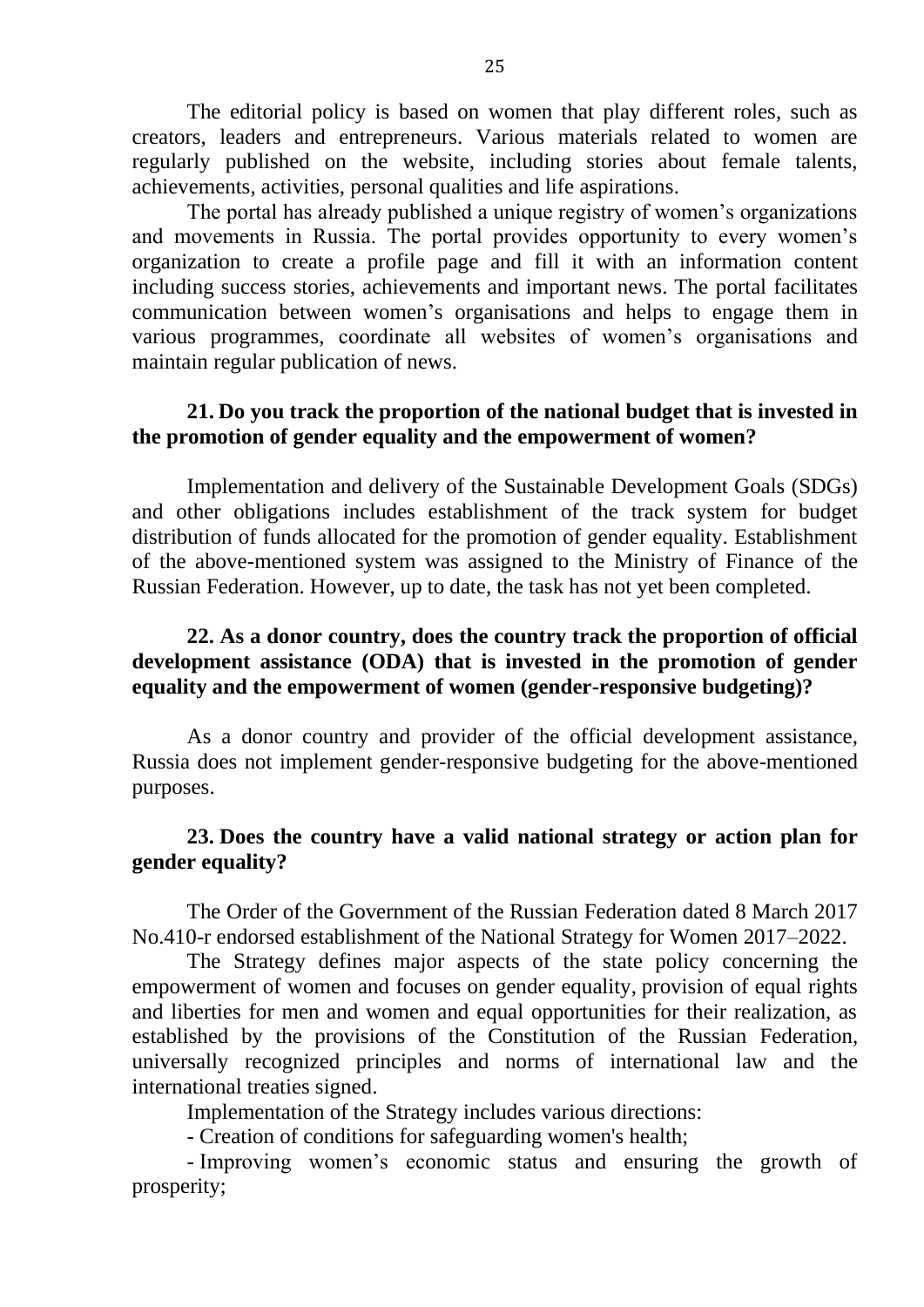The editorial policy is based on women that play different roles, such as creators, leaders and entrepreneurs. Various materials related to women are regularly published on the website, including stories about female talents, achievements, activities, personal qualities and life aspirations.

The portal has already published a unique registry of women's organizations and movements in Russia. The portal provides opportunity to every women's organization to create a profile page and fill it with an information content including success stories, achievements and important news. The portal facilitates communication between women's organisations and helps to engage them in various programmes, coordinate all websites of women's organisations and maintain regular publication of news.

### 21. Do you track the proportion of the national budget that is invested in the promotion of gender equality and the empowerment of women?

Implementation and delivery of the Sustainable Development Goals (SDGs) and other obligations includes establishment of the track system for budget distribution of funds allocated for the promotion of gender equality. Establishment of the above-mentioned system was assigned to the Ministry of Finance of the Russian Federation. However, up to date, the task has not yet been completed.

### 22. As a donor country, does the country track the proportion of official development assistance (ODA) that is invested in the promotion of gender equality and the empowerment of women (gender-responsive budgeting)?

As a donor country and provider of the official development assistance, Russia does not implement gender-responsive budgeting for the above-mentioned purposes.

### 23. Does the country have a valid national strategy or action plan for gender equality?

The Order of the Government of the Russian Federation dated 8 March 2017 No.410-r endorsed establishment of the National Strategy for Women 2017–2022.

The Strategy defines major aspects of the state policy concerning the empowerment of women and focuses on gender equality, provision of equal rights and liberties for men and women and equal opportunities for their realization, as established by the provisions of the Constitution of the Russian Federation, universally recognized principles and norms of international law and the international treaties signed.

Implementation of the Strategy includes various directions:

- Creation of conditions for safeguarding women's health;
- Improving women's economic status and ensuring the growth of prosperity;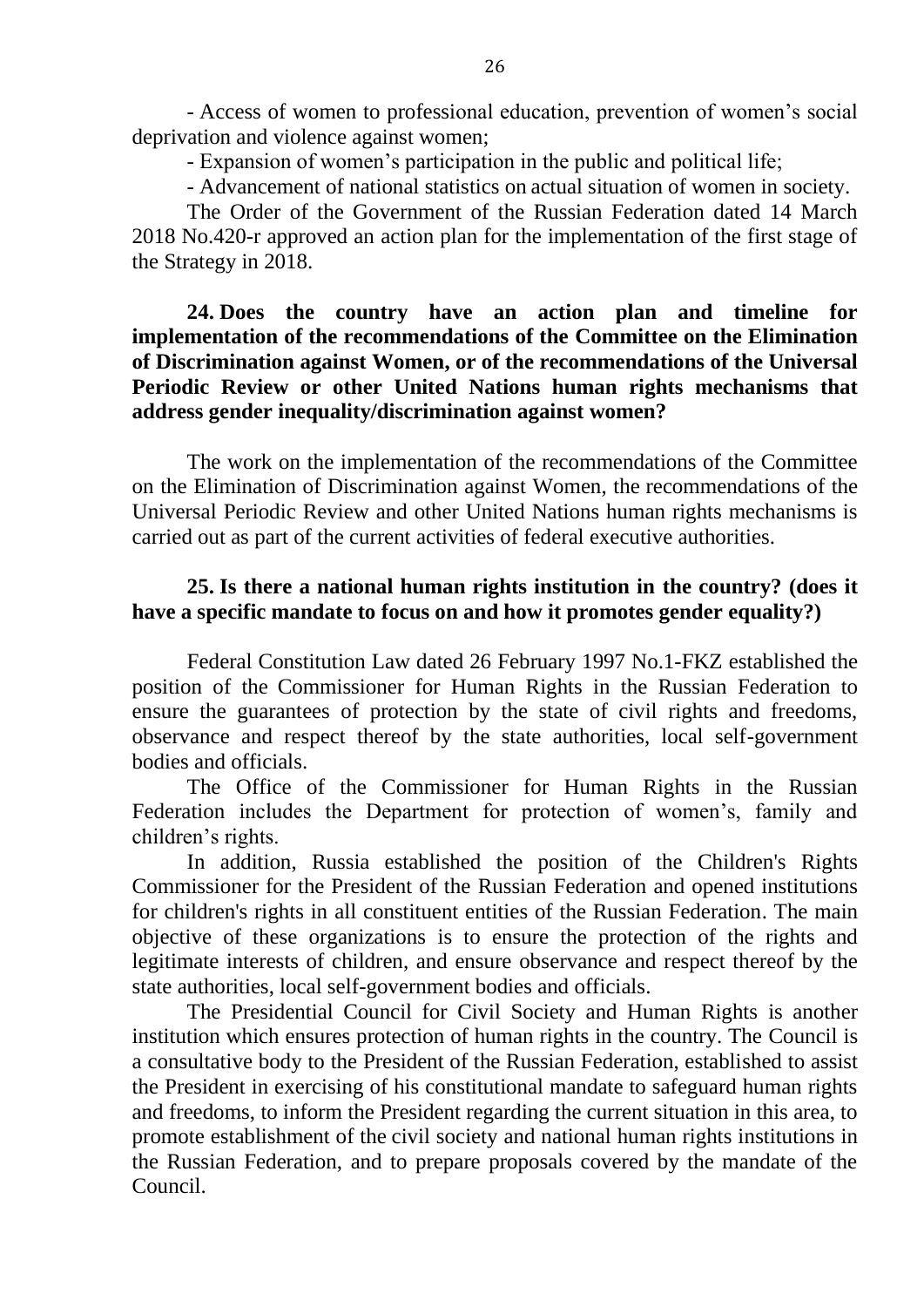- Access of women to professional education, prevention of women's social deprivation and violence against women;

- Expansion of women's participation in the public and political life;

- Advancement of national statistics on actual situation of women in society.

The Order of the Government of the Russian Federation dated 14 March 2018 No.420-r approved an action plan for the implementation of the first stage of the Strategy in 2018.

**24. Does the country have an action plan and timeline for implementation of the recommendations of the Committee on the Elimination of Discrimination against Women, or of the recommendations of the Universal Periodic Review or other United Nations human rights mechanisms that address gender inequality/discrimination against women?**

The work on the implementation of the recommendations of the Committee on the Elimination of Discrimination against Women, the recommendations of the Universal Periodic Review and other United Nations human rights mechanisms is carried out as part of the current activities of federal executive authorities.

**25. Is there a national human rights institution in the country? (does it have a specific mandate to focus on and how it promotes gender equality?)**

Federal Constitution Law dated 26 February 1997 No.1-FKZ established the position of the Commissioner for Human Rights in the Russian Federation to ensure the guarantees of protection by the state of civil rights and freedoms, observance and respect thereof by the state authorities, local self-government bodies and officials.

The Office of the Commissioner for Human Rights in the Russian Federation includes the Department for protection of women's, family and children's rights.

In addition, Russia established the position of the Children's Rights Commissioner for the President of the Russian Federation and opened institutions for children's rights in all constituent entities of the Russian Federation. The main objective of these organizations is to ensure the protection of the rights and legitimate interests of children, and ensure observance and respect thereof by the state authorities, local self-government bodies and officials.

The Presidential Council for Civil Society and Human Rights is another institution which ensures protection of human rights in the country. The Council is a consultative body to the President of the Russian Federation, established to assist the President in exercising of his constitutional mandate to safeguard human rights and freedoms, to inform the President regarding the current situation in this area, to promote establishment of the civil society and national human rights institutions in the Russian Federation, and to prepare proposals covered by the mandate of the Council.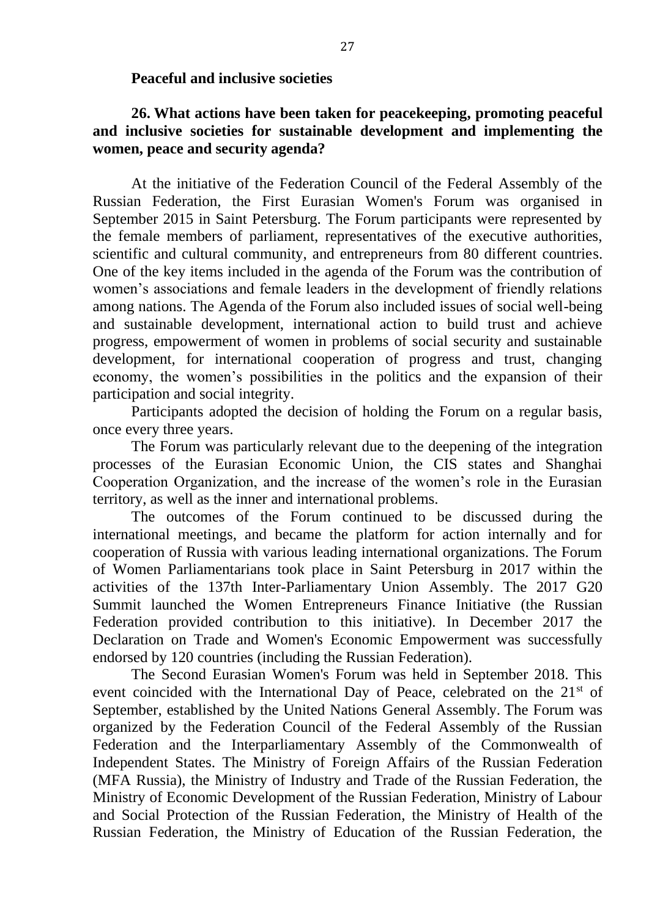**Peaceful and inclusive societies**

**26. What actions have been taken for peacekeeping, promoting peaceful and inclusive societies for sustainable development and implementing the women, peace and security agenda?**

At the initiative of the Federation Council of the Federal Assembly of the Russian Federation, the First Eurasian Women's Forum was organised in September 2015 in Saint Petersburg. The Forum participants were represented by the female members of parliament, representatives of the executive authorities, scientific and cultural community, and entrepreneurs from 80 different countries. One of the key items included in the agenda of the Forum was the contribution of women's associations and female leaders in the development of friendly relations among nations. The Agenda of the Forum also included issues of social well-being and sustainable development, international action to build trust and achieve progress, empowerment of women in problems of social security and sustainable development, for international cooperation of progress and trust, changing economy, the women's possibilities in the politics and the expansion of their participation and social integrity.

Participants adopted the decision of holding the Forum on a regular basis, once every three years.

The Forum was particularly relevant due to the deepening of the integration processes of the Eurasian Economic Union, the CIS states and Shanghai Cooperation Organization, and the increase of the women's role in the Eurasian territory, as well as the inner and international problems.

The outcomes of the Forum continued to be discussed during the international meetings, and became the platform for action internally and for cooperation of Russia with various leading international organizations. The Forum of Women Parliamentarians took place in Saint Petersburg in 2017 within the activities of the 137th Inter-Parliamentary Union Assembly. The 2017 G20 Summit launched the Women Entrepreneurs Finance Initiative (the Russian Federation provided contribution to this initiative). In December 2017 the Declaration on Trade and Women's Economic Empowerment was successfully endorsed by 120 countries (including the Russian Federation).

The Second Eurasian Women's Forum was held in September 2018. This event coincided with the International Day of Peace, celebrated on the 21st of September, established by the United Nations General Assembly. The Forum was organized by the Federation Council of the Federal Assembly of the Russian Federation and the Interparliamentary Assembly of the Commonwealth of Independent States. The Ministry of Foreign Affairs of the Russian Federation (MFA Russia), the Ministry of Industry and Trade of the Russian Federation, the Ministry of Economic Development of the Russian Federation, Ministry of Labour and Social Protection of the Russian Federation, the Ministry of Health of the Russian Federation, the Ministry of Education of the Russian Federation, the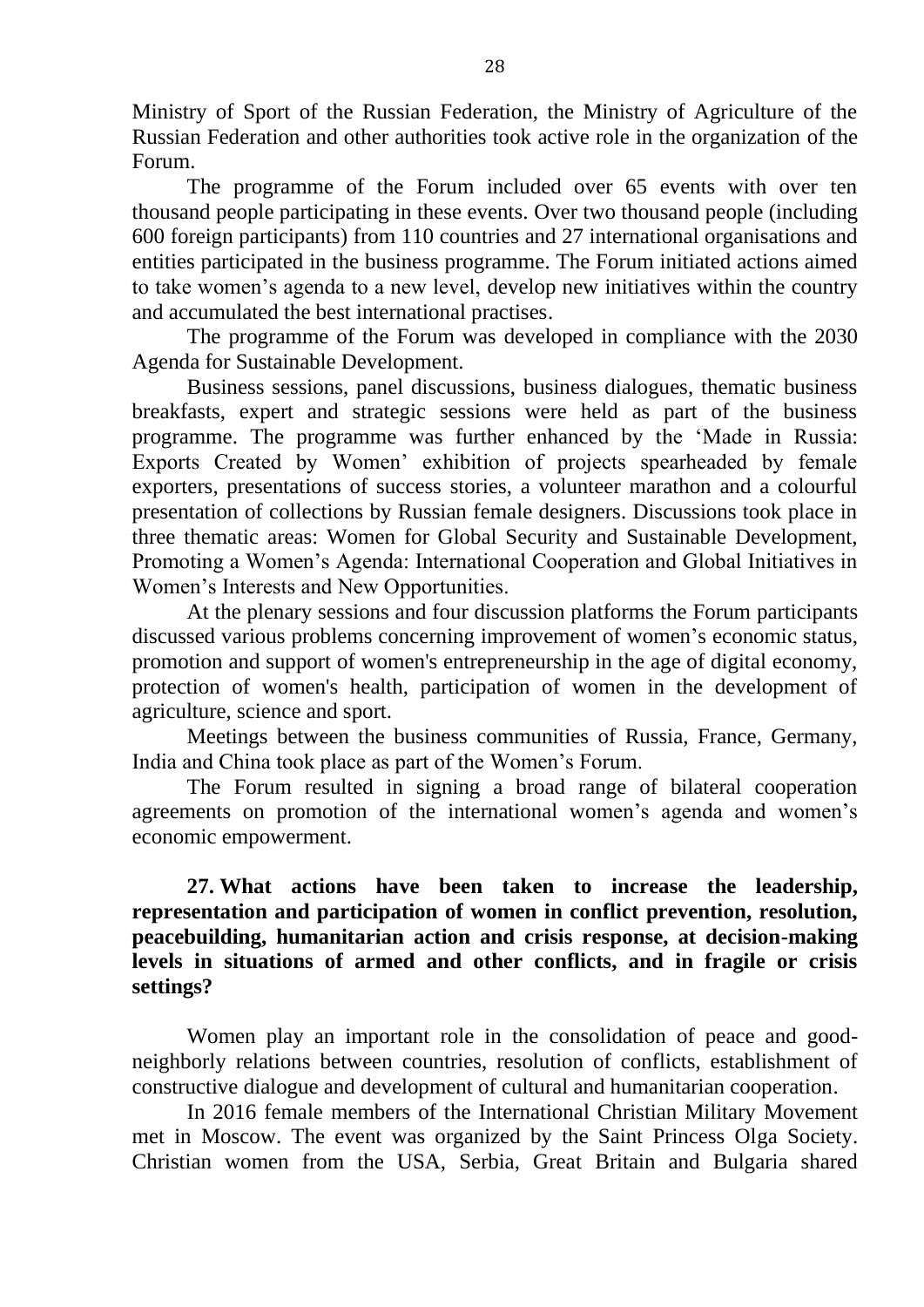Ministry of Sport of the Russian Federation, the Ministry of Agriculture of the Russian Federation and other authorities took active role in the organization of the Forum.

The programme of the Forum included over 65 events with over ten thousand people participating in these events. Over two thousand people (including 600 foreign participants) from 110 countries and 27 international organisations and entities participated in the business programme. The Forum initiated actions aimed to take women's agenda to a new level, develop new initiatives within the country and accumulated the best international practises.

The programme of the Forum was developed in compliance with the 2030 Agenda for Sustainable Development.

Business sessions, panel discussions, business dialogues, thematic business breakfasts, expert and strategic sessions were held as part of the business programme. The programme was further enhanced by the 'Made in Russia: Exports Created by Women' exhibition of projects spearheaded by female exporters, presentations of success stories, a volunteer marathon and a colourful presentation of collections by Russian female designers. Discussions took place in three thematic areas: Women for Global Security and Sustainable Development, Promoting a Women's Agenda: International Cooperation and Global Initiatives in Women's Interests and New Opportunities.

At the plenary sessions and four discussion platforms the Forum participants discussed various problems concerning improvement of women's economic status, promotion and support of women's entrepreneurship in the age of digital economy, protection of women's health, participation of women in the development of agriculture, science and sport.

Meetings between the business communities of Russia, France, Germany, India and China took place as part of the Women's Forum.

The Forum resulted in signing a broad range of bilateral cooperation agreements on promotion of the international women's agenda and women's economic empowerment.

**27. What actions have been taken to increase the leadership, representation and participation of women in conflict prevention, resolution, peacebuilding, humanitarian action and crisis response, at decision-making levels in situations of armed and other conflicts, and in fragile or crisis settings?**

Women play an important role in the consolidation of peace and good-neighborly relations between countries, resolution of conflicts, establishment of constructive dialogue and development of cultural and humanitarian cooperation.

In 2016 female members of the International Christian Military Movement met in Moscow. The event was organized by the Saint Princess Olga Society. Christian women from the USA, Serbia, Great Britain and Bulgaria shared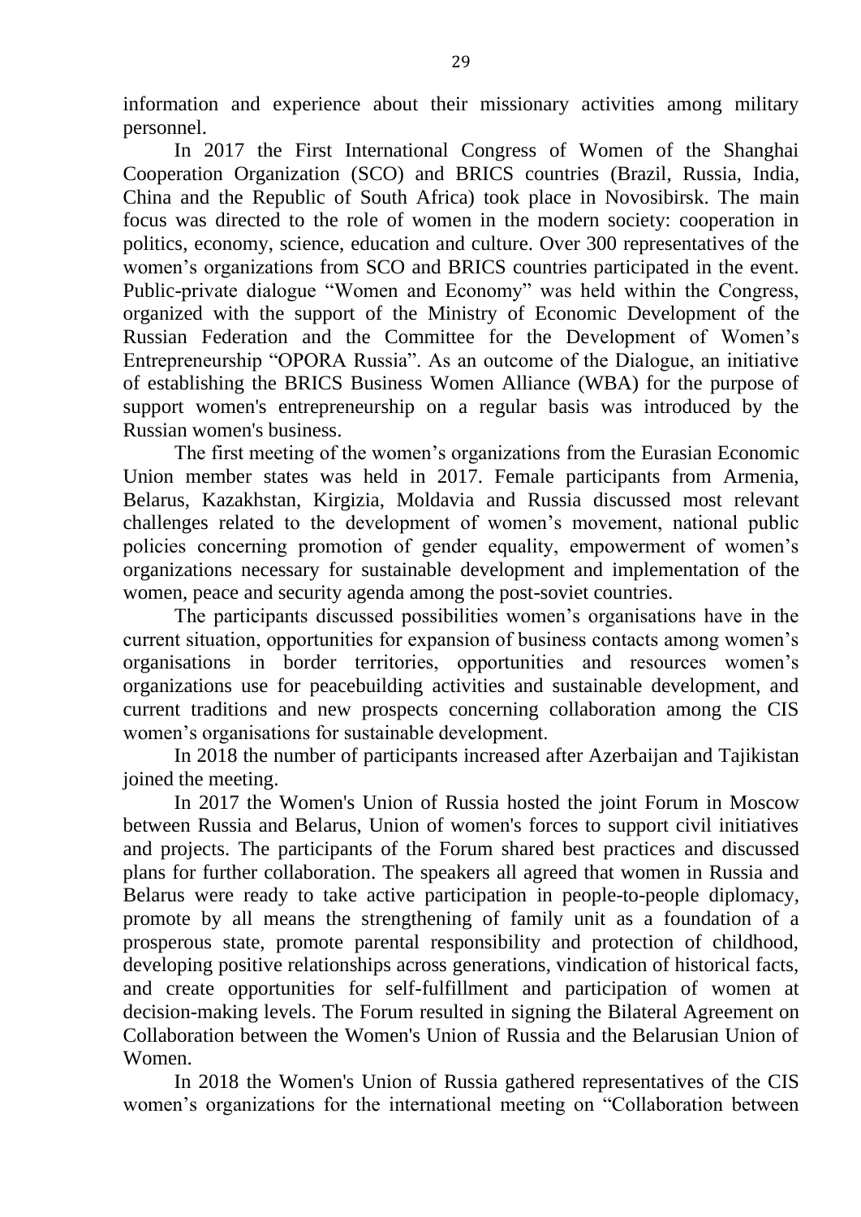information and experience about their missionary activities among military personnel.

In 2017 the First International Congress of Women of the Shanghai Cooperation Organization (SCO) and BRICS countries (Brazil, Russia, India, China and the Republic of South Africa) took place in Novosibirsk. The main focus was directed to the role of women in the modern society: cooperation in politics, economy, science, education and culture. Over 300 representatives of the women's organizations from SCO and BRICS countries participated in the event. Public-private dialogue "Women and Economy" was held within the Congress, organized with the support of the Ministry of Economic Development of the Russian Federation and the Committee for the Development of Women's Entrepreneurship "OPORA Russia". As an outcome of the Dialogue, an initiative of establishing the BRICS Business Women Alliance (WBA) for the purpose of support women's entrepreneurship on a regular basis was introduced by the Russian women's business.

The first meeting of the women's organizations from the Eurasian Economic Union member states was held in 2017. Female participants from Armenia, Belarus, Kazakhstan, Kirgizia, Moldavia and Russia discussed most relevant challenges related to the development of women's movement, national public policies concerning promotion of gender equality, empowerment of women's organizations necessary for sustainable development and implementation of the women, peace and security agenda among the post-soviet countries.

The participants discussed possibilities women's organisations have in the current situation, opportunities for expansion of business contacts among women's organisations in border territories, opportunities and resources women's organizations use for peacebuilding activities and sustainable development, and current traditions and new prospects concerning collaboration among the CIS women's organisations for sustainable development.

In 2018 the number of participants increased after Azerbaijan and Tajikistan joined the meeting.

In 2017 the Women's Union of Russia hosted the joint Forum in Moscow between Russia and Belarus, Union of women's forces to support civil initiatives and projects. The participants of the Forum shared best practices and discussed plans for further collaboration. The speakers all agreed that women in Russia and Belarus were ready to take active participation in people-to-people diplomacy, promote by all means the strengthening of family unit as a foundation of a prosperous state, promote parental responsibility and protection of childhood, developing positive relationships across generations, vindication of historical facts, and create opportunities for self-fulfillment and participation of women at decision-making levels. The Forum resulted in signing the Bilateral Agreement on Collaboration between the Women's Union of Russia and the Belarusian Union of Women.

In 2018 the Women's Union of Russia gathered representatives of the CIS women's organizations for the international meeting on "Collaboration between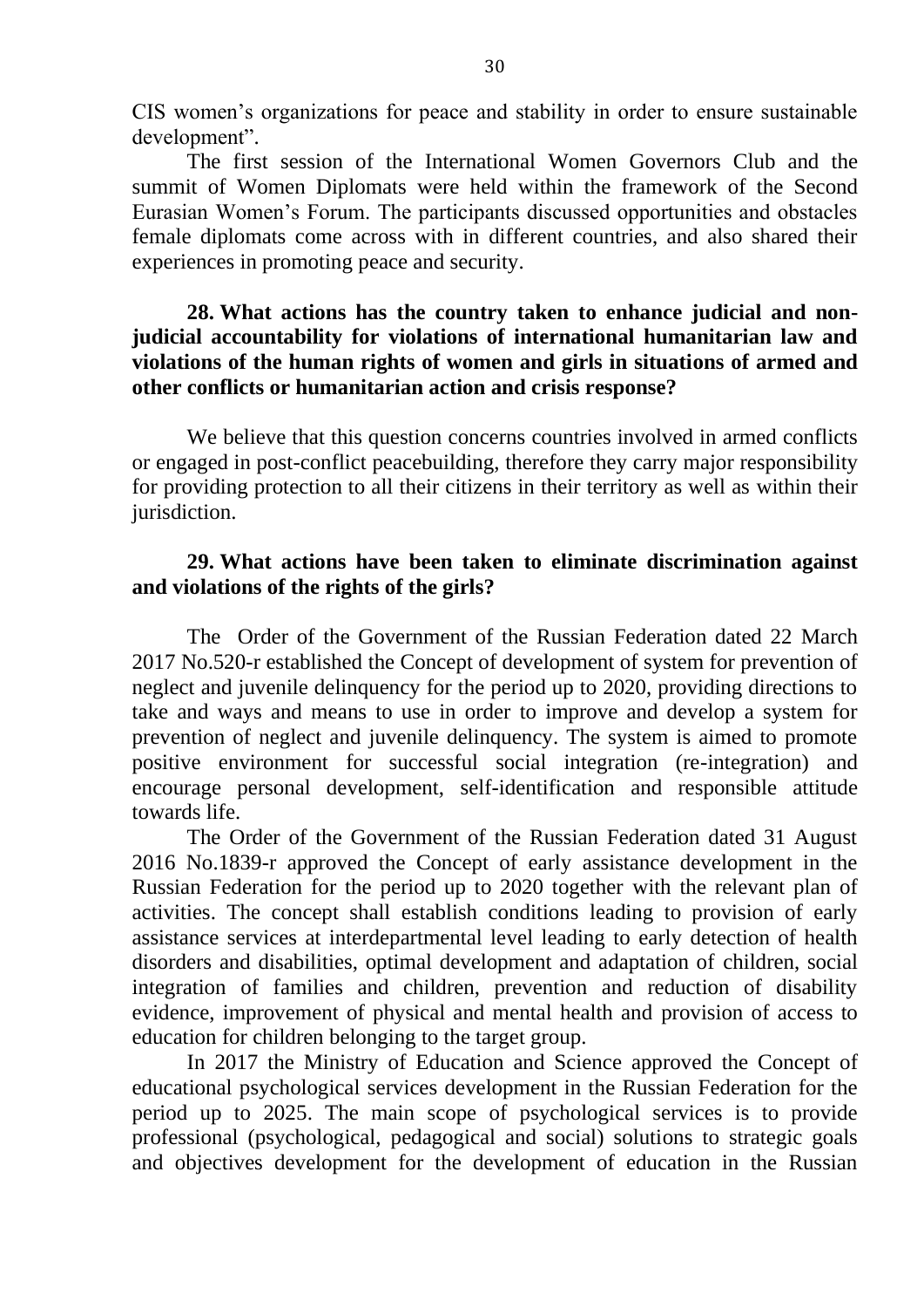CIS women's organizations for peace and stability in order to ensure sustainable development".

The first session of the International Women Governors Club and the summit of Women Diplomats were held within the framework of the Second Eurasian Women's Forum. The participants discussed opportunities and obstacles female diplomats come across with in different countries, and also shared their experiences in promoting peace and security.

**28. What actions has the country taken to enhance judicial and non-judicial accountability for violations of international humanitarian law and violations of the human rights of women and girls in situations of armed and other conflicts or humanitarian action and crisis response?**

We believe that this question concerns countries involved in armed conflicts or engaged in post-conflict peacebuilding, therefore they carry major responsibility for providing protection to all their citizens in their territory as well as within their jurisdiction.

**29. What actions have been taken to eliminate discrimination against and violations of the rights of the girls?**

The Order of the Government of the Russian Federation dated 22 March 2017 No.520-r established the Concept of development of system for prevention of neglect and juvenile delinquency for the period up to 2020, providing directions to take and ways and means to use in order to improve and develop a system for prevention of neglect and juvenile delinquency. The system is aimed to promote positive environment for successful social integration (re-integration) and encourage personal development, self-identification and responsible attitude towards life.

The Order of the Government of the Russian Federation dated 31 August 2016 No.1839-r approved the Concept of early assistance development in the Russian Federation for the period up to 2020 together with the relevant plan of activities. The concept shall establish conditions leading to provision of early assistance services at interdepartmental level leading to early detection of health disorders and disabilities, optimal development and adaptation of children, social integration of families and children, prevention and reduction of disability evidence, improvement of physical and mental health and provision of access to education for children belonging to the target group.

In 2017 the Ministry of Education and Science approved the Concept of educational psychological services development in the Russian Federation for the period up to 2025. The main scope of psychological services is to provide professional (psychological, pedagogical and social) solutions to strategic goals and objectives development for the development of education in the Russian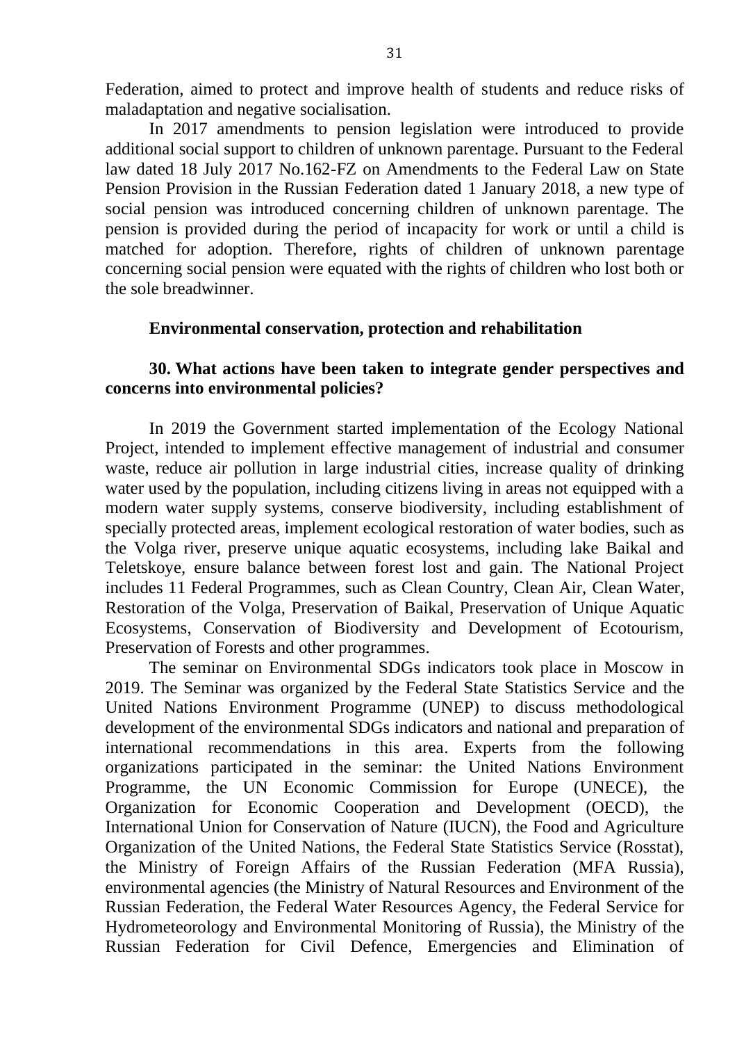Federation, aimed to protect and improve health of students and reduce risks of maladaptation and negative socialisation.

In 2017 amendments to pension legislation were introduced to provide additional social support to children of unknown parentage. Pursuant to the Federal law dated 18 July 2017 No.162-FZ on Amendments to the Federal Law on State Pension Provision in the Russian Federation dated 1 January 2018, a new type of social pension was introduced concerning children of unknown parentage. The pension is provided during the period of incapacity for work or until a child is matched for adoption. Therefore, rights of children of unknown parentage concerning social pension were equated with the rights of children who lost both or the sole breadwinner.

### Environmental conservation, protection and rehabilitation

**30. What actions have been taken to integrate gender perspectives and concerns into environmental policies?**

In 2019 the Government started implementation of the Ecology National Project, intended to implement effective management of industrial and consumer waste, reduce air pollution in large industrial cities, increase quality of drinking water used by the population, including citizens living in areas not equipped with a modern water supply systems, conserve biodiversity, including establishment of specially protected areas, implement ecological restoration of water bodies, such as the Volga river, preserve unique aquatic ecosystems, including lake Baikal and Teletskoye, ensure balance between forest lost and gain. The National Project includes 11 Federal Programmes, such as Clean Country, Clean Air, Clean Water, Restoration of the Volga, Preservation of Baikal, Preservation of Unique Aquatic Ecosystems, Conservation of Biodiversity and Development of Ecotourism, Preservation of Forests and other programmes.

The seminar on Environmental SDGs indicators took place in Moscow in 2019. The Seminar was organized by the Federal State Statistics Service and the United Nations Environment Programme (UNEP) to discuss methodological development of the environmental SDGs indicators and national and preparation of international recommendations in this area. Experts from the following organizations participated in the seminar: the United Nations Environment Programme, the UN Economic Commission for Europe (UNECE), the Organization for Economic Cooperation and Development (OECD), the International Union for Conservation of Nature (IUCN), the Food and Agriculture Organization of the United Nations, the Federal State Statistics Service (Rosstat), the Ministry of Foreign Affairs of the Russian Federation (MFA Russia), environmental agencies (the Ministry of Natural Resources and Environment of the Russian Federation, the Federal Water Resources Agency, the Federal Service for Hydrometeorology and Environmental Monitoring of Russia), the Ministry of the Russian Federation for Civil Defence, Emergencies and Elimination of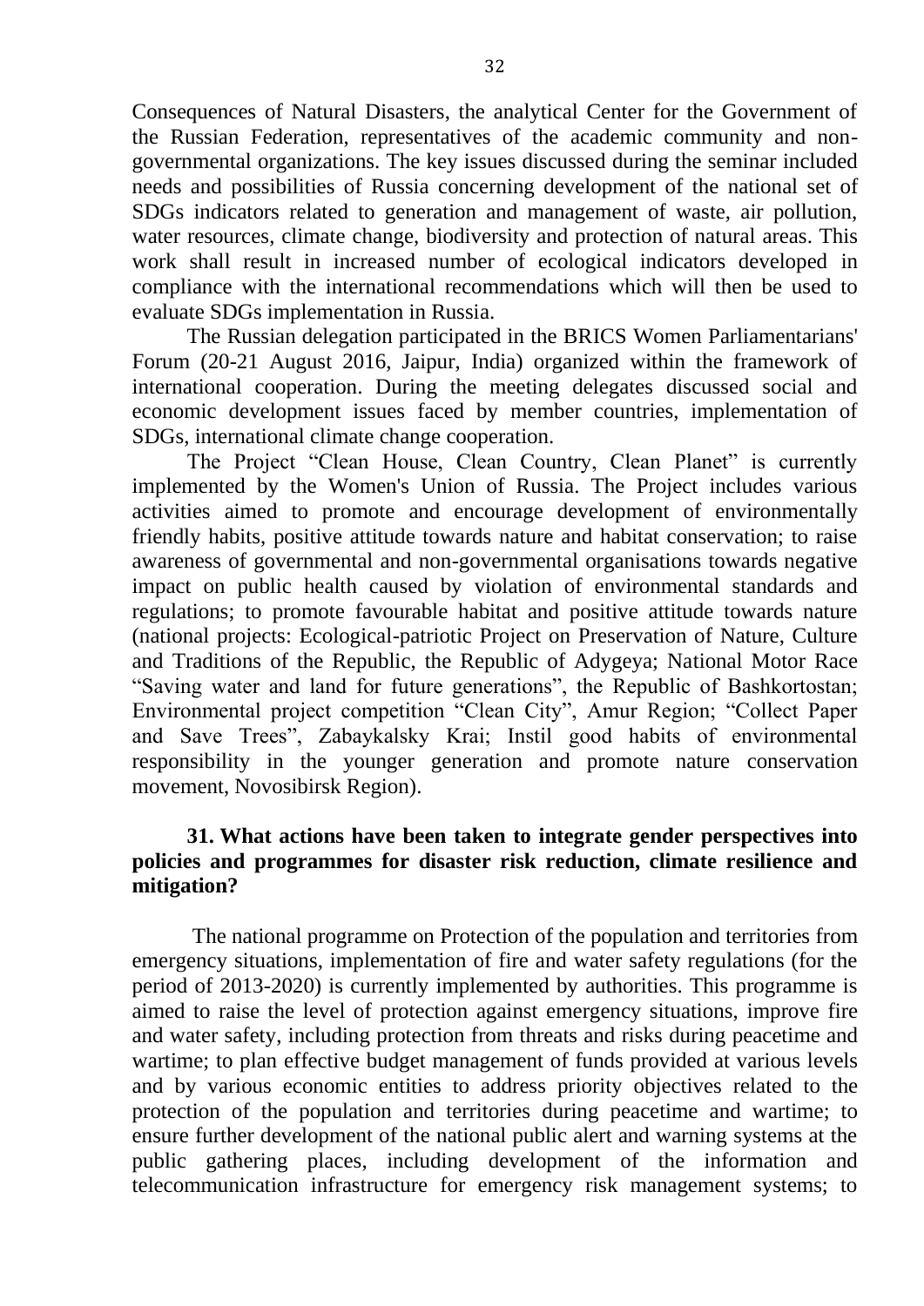Consequences of Natural Disasters, the analytical Center for the Government of the Russian Federation, representatives of the academic community and non-governmental organizations. The key issues discussed during the seminar included needs and possibilities of Russia concerning development of the national set of SDGs indicators related to generation and management of waste, air pollution, water resources, climate change, biodiversity and protection of natural areas. This work shall result in increased number of ecological indicators developed in compliance with the international recommendations which will then be used to evaluate SDGs implementation in Russia.

The Russian delegation participated in the BRICS Women Parliamentarians' Forum (20-21 August 2016, Jaipur, India) organized within the framework of international cooperation. During the meeting delegates discussed social and economic development issues faced by member countries, implementation of SDGs, international climate change cooperation.

The Project "Clean House, Clean Country, Clean Planet" is currently implemented by the Women's Union of Russia. The Project includes various activities aimed to promote and encourage development of environmentally friendly habits, positive attitude towards nature and habitat conservation; to raise awareness of governmental and non-governmental organisations towards negative impact on public health caused by violation of environmental standards and regulations; to promote favourable habitat and positive attitude towards nature (national projects: Ecological-patriotic Project on Preservation of Nature, Culture and Traditions of the Republic, the Republic of Adygeya; National Motor Race "Saving water and land for future generations", the Republic of Bashkortostan; Environmental project competition "Clean City", Amur Region; "Collect Paper and Save Trees", Zabaykalsky Krai; Instil good habits of environmental responsibility in the younger generation and promote nature conservation movement, Novosibirsk Region).

### 31. What actions have been taken to integrate gender perspectives into policies and programmes for disaster risk reduction, climate resilience and mitigation?

The national programme on Protection of the population and territories from emergency situations, implementation of fire and water safety regulations (for the period of 2013-2020) is currently implemented by authorities. This programme is aimed to raise the level of protection against emergency situations, improve fire and water safety, including protection from threats and risks during peacetime and wartime; to plan effective budget management of funds provided at various levels and by various economic entities to address priority objectives related to the protection of the population and territories during peacetime and wartime; to ensure further development of the national public alert and warning systems at the public gathering places, including development of the information and telecommunication infrastructure for emergency risk management systems; to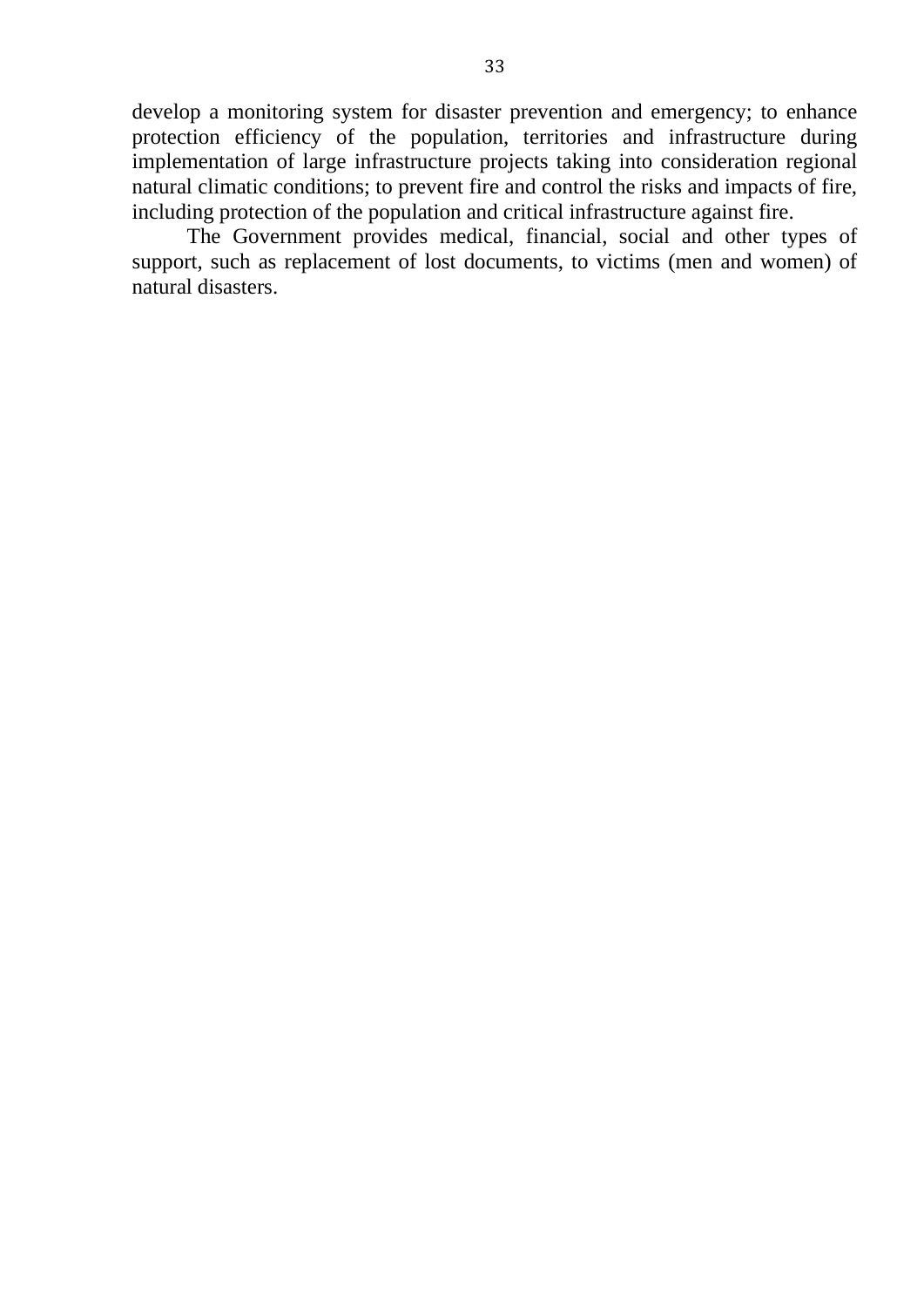develop a monitoring system for disaster prevention and emergency; to enhance protection efficiency of the population, territories and infrastructure during implementation of large infrastructure projects taking into consideration regional natural climatic conditions; to prevent fire and control the risks and impacts of fire, including protection of the population and critical infrastructure against fire.

The Government provides medical, financial, social and other types of support, such as replacement of lost documents, to victims (men and women) of natural disasters.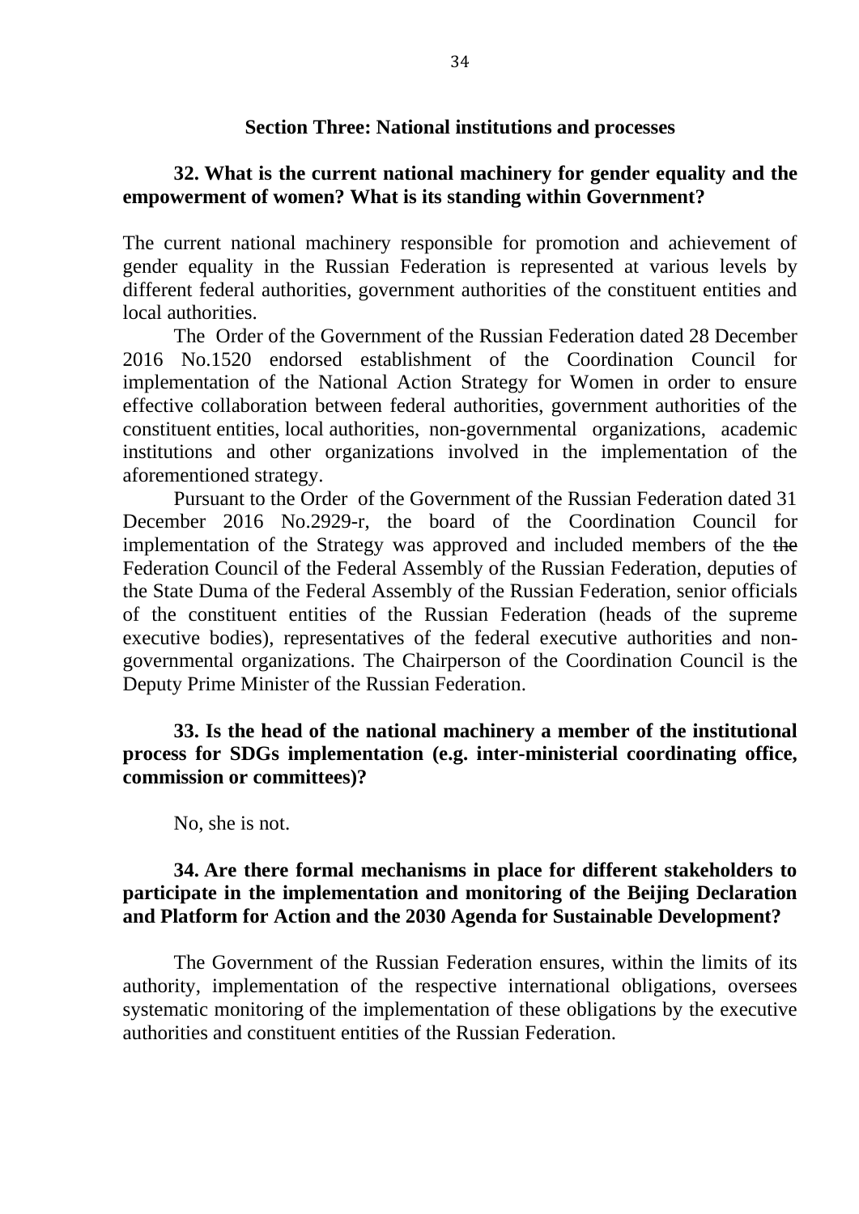## Section Three: National institutions and processes

**32. What is the current national machinery for gender equality and the empowerment of women? What is its standing within Government?**

The current national machinery responsible for promotion and achievement of gender equality in the Russian Federation is represented at various levels by different federal authorities, government authorities of the constituent entities and local authorities.

The Order of the Government of the Russian Federation dated 28 December 2016 No.1520 endorsed establishment of the Coordination Council for implementation of the National Action Strategy for Women in order to ensure effective collaboration between federal authorities, government authorities of the constituent entities, local authorities, non-governmental organizations, academic institutions and other organizations involved in the implementation of the aforementioned strategy.

Pursuant to the Order of the Government of the Russian Federation dated 31 December 2016 No.2929-r, the board of the Coordination Council for implementation of the Strategy was approved and included members of the ~~the~~ Federation Council of the Federal Assembly of the Russian Federation, deputies of the State Duma of the Federal Assembly of the Russian Federation, senior officials of the constituent entities of the Russian Federation (heads of the supreme executive bodies), representatives of the federal executive authorities and non-governmental organizations. The Chairperson of the Coordination Council is the Deputy Prime Minister of the Russian Federation.

**33. Is the head of the national machinery a member of the institutional process for SDGs implementation (e.g. inter-ministerial coordinating office, commission or committees)?**

No, she is not.

**34. Are there formal mechanisms in place for different stakeholders to participate in the implementation and monitoring of the Beijing Declaration and Platform for Action and the 2030 Agenda for Sustainable Development?**

The Government of the Russian Federation ensures, within the limits of its authority, implementation of the respective international obligations, oversees systematic monitoring of the implementation of these obligations by the executive authorities and constituent entities of the Russian Federation.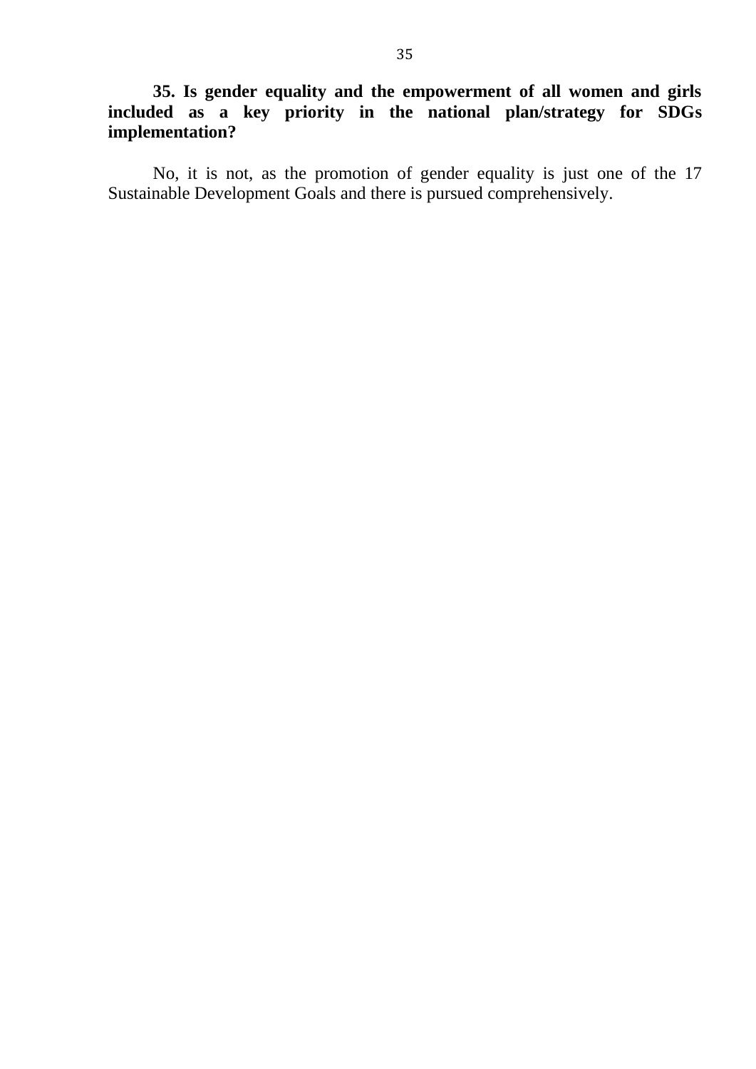**35. Is gender equality and the empowerment of all women and girls included as a key priority in the national plan/strategy for SDGs implementation?**

No, it is not, as the promotion of gender equality is just one of the 17 Sustainable Development Goals and there is pursued comprehensively.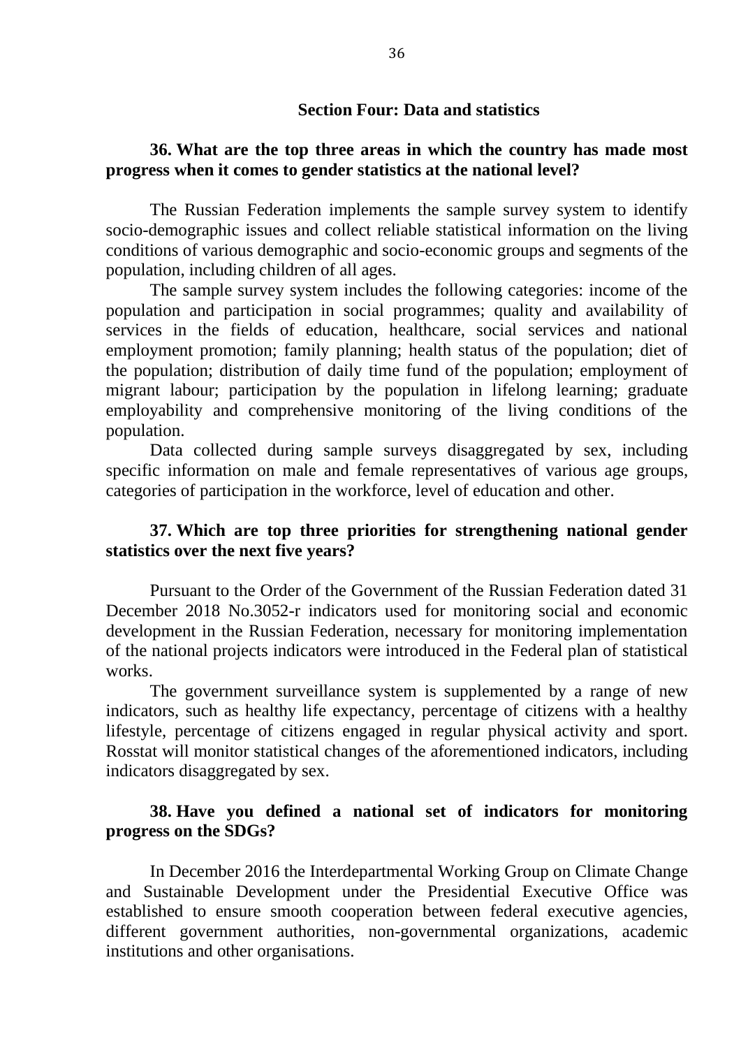## Section Four: Data and statistics

**36. What are the top three areas in which the country has made most progress when it comes to gender statistics at the national level?**

The Russian Federation implements the sample survey system to identify socio-demographic issues and collect reliable statistical information on the living conditions of various demographic and socio-economic groups and segments of the population, including children of all ages.

The sample survey system includes the following categories: income of the population and participation in social programmes; quality and availability of services in the fields of education, healthcare, social services and national employment promotion; family planning; health status of the population; diet of the population; distribution of daily time fund of the population; employment of migrant labour; participation by the population in lifelong learning; graduate employability and comprehensive monitoring of the living conditions of the population.

Data collected during sample surveys disaggregated by sex, including specific information on male and female representatives of various age groups, categories of participation in the workforce, level of education and other.

**37. Which are top three priorities for strengthening national gender statistics over the next five years?**

Pursuant to the Order of the Government of the Russian Federation dated 31 December 2018 No.3052-r indicators used for monitoring social and economic development in the Russian Federation, necessary for monitoring implementation of the national projects indicators were introduced in the Federal plan of statistical works.

The government surveillance system is supplemented by a range of new indicators, such as healthy life expectancy, percentage of citizens with a healthy lifestyle, percentage of citizens engaged in regular physical activity and sport. Rosstat will monitor statistical changes of the aforementioned indicators, including indicators disaggregated by sex.

**38. Have you defined a national set of indicators for monitoring progress on the SDGs?**

In December 2016 the Interdepartmental Working Group on Climate Change and Sustainable Development under the Presidential Executive Office was established to ensure smooth cooperation between federal executive agencies, different government authorities, non-governmental organizations, academic institutions and other organisations.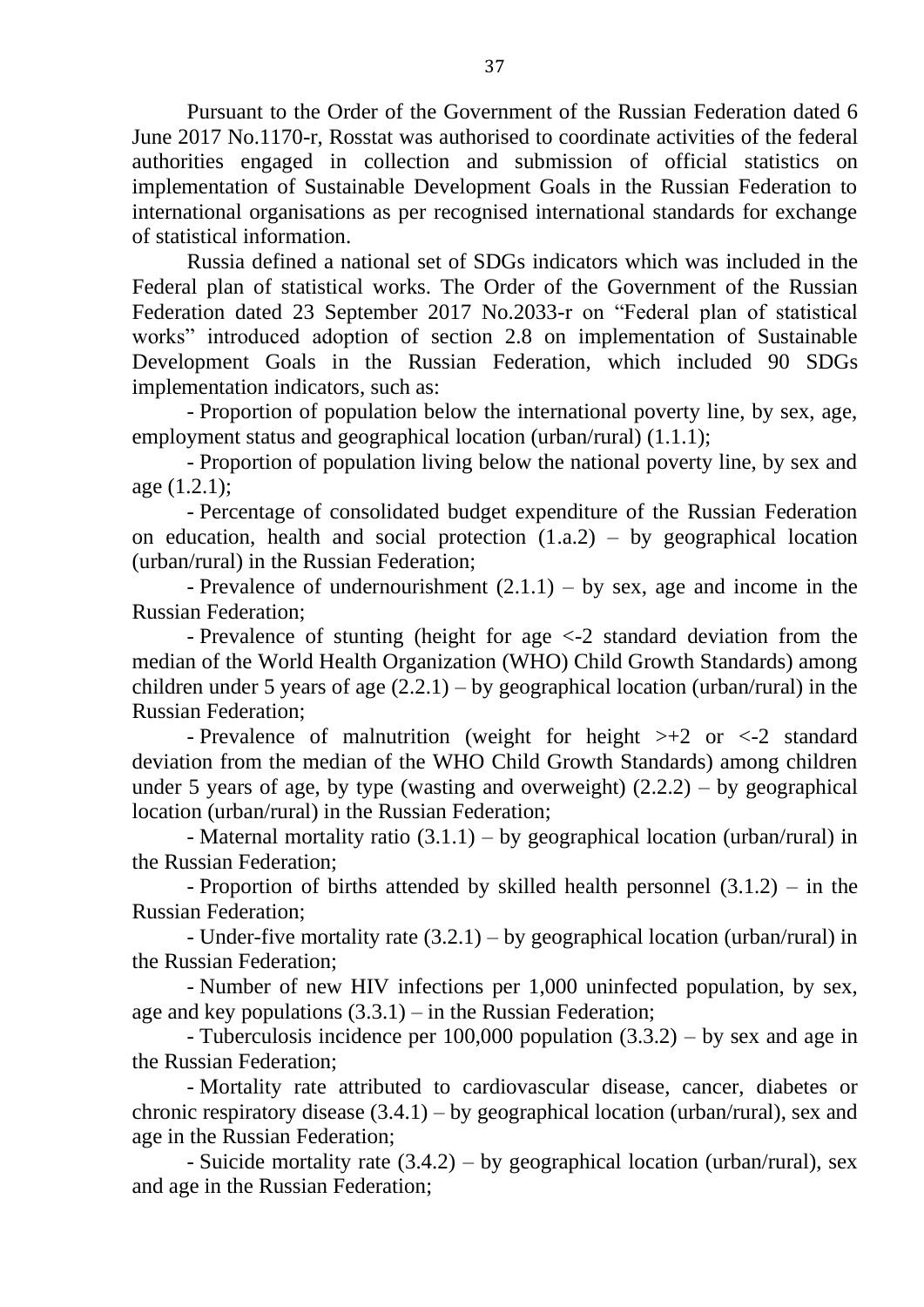Pursuant to the Order of the Government of the Russian Federation dated 6 June 2017 No.1170-r, Rosstat was authorised to coordinate activities of the federal authorities engaged in collection and submission of official statistics on implementation of Sustainable Development Goals in the Russian Federation to international organisations as per recognised international standards for exchange of statistical information.

Russia defined a national set of SDGs indicators which was included in the Federal plan of statistical works. The Order of the Government of the Russian Federation dated 23 September 2017 No.2033-r on "Federal plan of statistical works" introduced adoption of section 2.8 on implementation of Sustainable Development Goals in the Russian Federation, which included 90 SDGs implementation indicators, such as:

- Proportion of population below the international poverty line, by sex, age, employment status and geographical location (urban/rural) (1.1.1);
- Proportion of population living below the national poverty line, by sex and age (1.2.1);
- Percentage of consolidated budget expenditure of the Russian Federation on education, health and social protection (1.a.2) – by geographical location (urban/rural) in the Russian Federation;
- Prevalence of undernourishment (2.1.1) – by sex, age and income in the Russian Federation;
- Prevalence of stunting (height for age <-2 standard deviation from the median of the World Health Organization (WHO) Child Growth Standards) among children under 5 years of age (2.2.1) – by geographical location (urban/rural) in the Russian Federation;
- Prevalence of malnutrition (weight for height >+2 or <-2 standard deviation from the median of the WHO Child Growth Standards) among children under 5 years of age, by type (wasting and overweight) (2.2.2) – by geographical location (urban/rural) in the Russian Federation;
- Maternal mortality ratio (3.1.1) – by geographical location (urban/rural) in the Russian Federation;
- Proportion of births attended by skilled health personnel (3.1.2) – in the Russian Federation;
- Under-five mortality rate (3.2.1) – by geographical location (urban/rural) in the Russian Federation;
- Number of new HIV infections per 1,000 uninfected population, by sex, age and key populations (3.3.1) – in the Russian Federation;
- Tuberculosis incidence per 100,000 population (3.3.2) – by sex and age in the Russian Federation;
- Mortality rate attributed to cardiovascular disease, cancer, diabetes or chronic respiratory disease (3.4.1) – by geographical location (urban/rural), sex and age in the Russian Federation;
- Suicide mortality rate (3.4.2) – by geographical location (urban/rural), sex and age in the Russian Federation;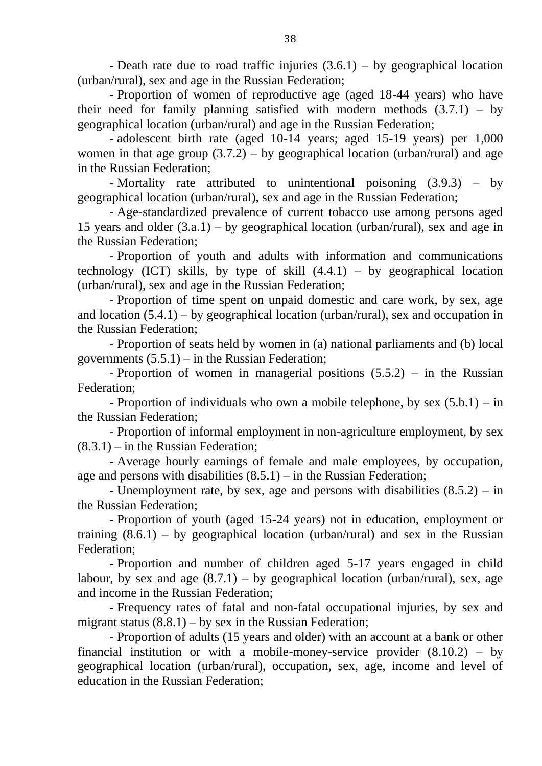- Death rate due to road traffic injuries (3.6.1) – by geographical location (urban/rural), sex and age in the Russian Federation;

- Proportion of women of reproductive age (aged 18-44 years) who have their need for family planning satisfied with modern methods (3.7.1) – by geographical location (urban/rural) and age in the Russian Federation;

- adolescent birth rate (aged 10-14 years; aged 15-19 years) per 1,000 women in that age group (3.7.2) – by geographical location (urban/rural) and age in the Russian Federation;

- Mortality rate attributed to unintentional poisoning (3.9.3) – by geographical location (urban/rural), sex and age in the Russian Federation;

- Age-standardized prevalence of current tobacco use among persons aged 15 years and older (3.a.1) – by geographical location (urban/rural), sex and age in the Russian Federation;

- Proportion of youth and adults with information and communications technology (ICT) skills, by type of skill (4.4.1) – by geographical location (urban/rural), sex and age in the Russian Federation;

- Proportion of time spent on unpaid domestic and care work, by sex, age and location (5.4.1) – by geographical location (urban/rural), sex and occupation in the Russian Federation;

- Proportion of seats held by women in (a) national parliaments and (b) local governments (5.5.1) – in the Russian Federation;

- Proportion of women in managerial positions (5.5.2) – in the Russian Federation;

- Proportion of individuals who own a mobile telephone, by sex (5.b.1) – in the Russian Federation;

- Proportion of informal employment in non-agriculture employment, by sex (8.3.1) – in the Russian Federation;

- Average hourly earnings of female and male employees, by occupation, age and persons with disabilities (8.5.1) – in the Russian Federation;

- Unemployment rate, by sex, age and persons with disabilities (8.5.2) – in the Russian Federation;

- Proportion of youth (aged 15-24 years) not in education, employment or training (8.6.1) – by geographical location (urban/rural) and sex in the Russian Federation;

- Proportion and number of children aged 5-17 years engaged in child labour, by sex and age (8.7.1) – by geographical location (urban/rural), sex, age and income in the Russian Federation;

- Frequency rates of fatal and non-fatal occupational injuries, by sex and migrant status (8.8.1) – by sex in the Russian Federation;

- Proportion of adults (15 years and older) with an account at a bank or other financial institution or with a mobile-money-service provider (8.10.2) – by geographical location (urban/rural), occupation, sex, age, income and level of education in the Russian Federation;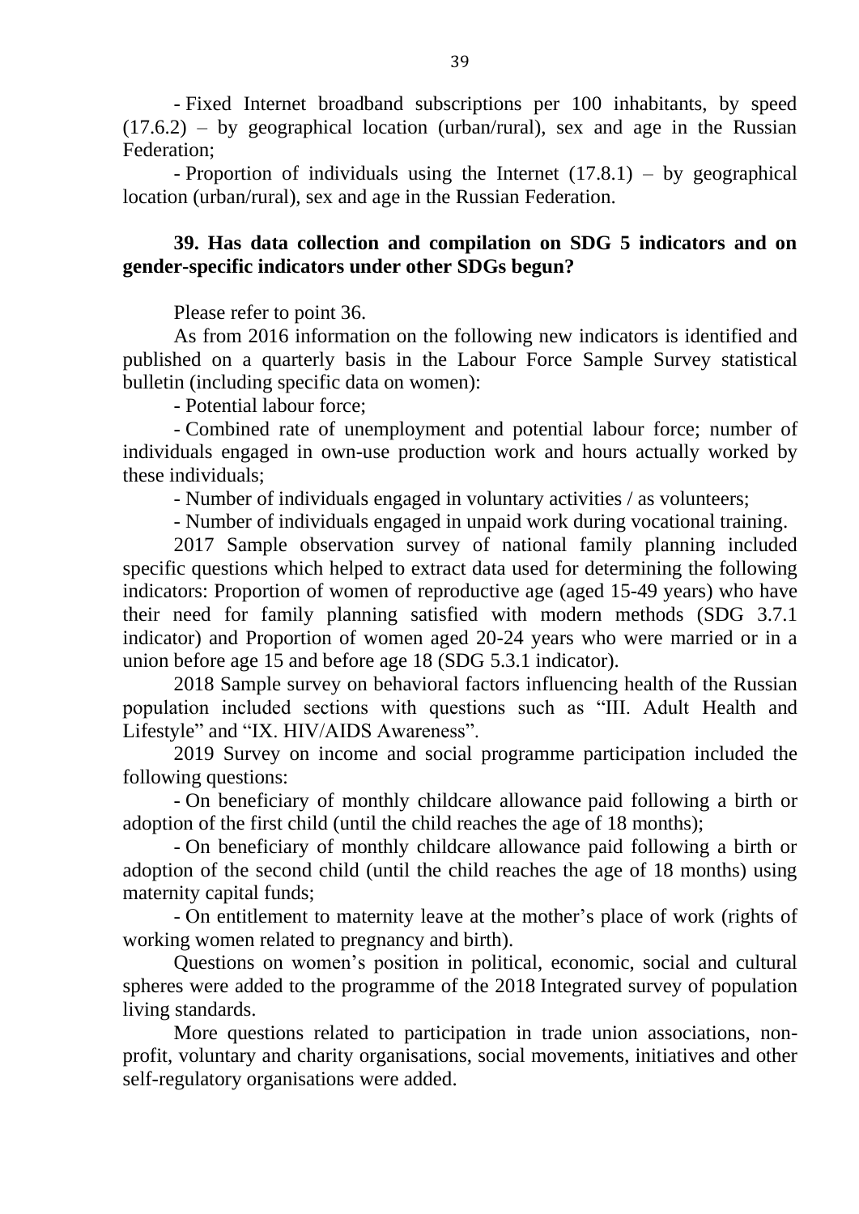- Fixed Internet broadband subscriptions per 100 inhabitants, by speed (17.6.2) – by geographical location (urban/rural), sex and age in the Russian Federation;

- Proportion of individuals using the Internet (17.8.1) – by geographical location (urban/rural), sex and age in the Russian Federation.

**39. Has data collection and compilation on SDG 5 indicators and on gender-specific indicators under other SDGs begun?**

Please refer to point 36.

As from 2016 information on the following new indicators is identified and published on a quarterly basis in the Labour Force Sample Survey statistical bulletin (including specific data on women):

- Potential labour force;
- Combined rate of unemployment and potential labour force; number of individuals engaged in own-use production work and hours actually worked by these individuals;
- Number of individuals engaged in voluntary activities / as volunteers;
- Number of individuals engaged in unpaid work during vocational training.

2017 Sample observation survey of national family planning included specific questions which helped to extract data used for determining the following indicators: Proportion of women of reproductive age (aged 15-49 years) who have their need for family planning satisfied with modern methods (SDG 3.7.1 indicator) and Proportion of women aged 20-24 years who were married or in a union before age 15 and before age 18 (SDG 5.3.1 indicator).

2018 Sample survey on behavioral factors influencing health of the Russian population included sections with questions such as "III. Adult Health and Lifestyle" and "IX. HIV/AIDS Awareness".

2019 Survey on income and social programme participation included the following questions:

- On beneficiary of monthly childcare allowance paid following a birth or adoption of the first child (until the child reaches the age of 18 months);
- On beneficiary of monthly childcare allowance paid following a birth or adoption of the second child (until the child reaches the age of 18 months) using maternity capital funds;
- On entitlement to maternity leave at the mother's place of work (rights of working women related to pregnancy and birth).

Questions on women's position in political, economic, social and cultural spheres were added to the programme of the 2018 Integrated survey of population living standards.

More questions related to participation in trade union associations, non-profit, voluntary and charity organisations, social movements, initiatives and other self-regulatory organisations were added.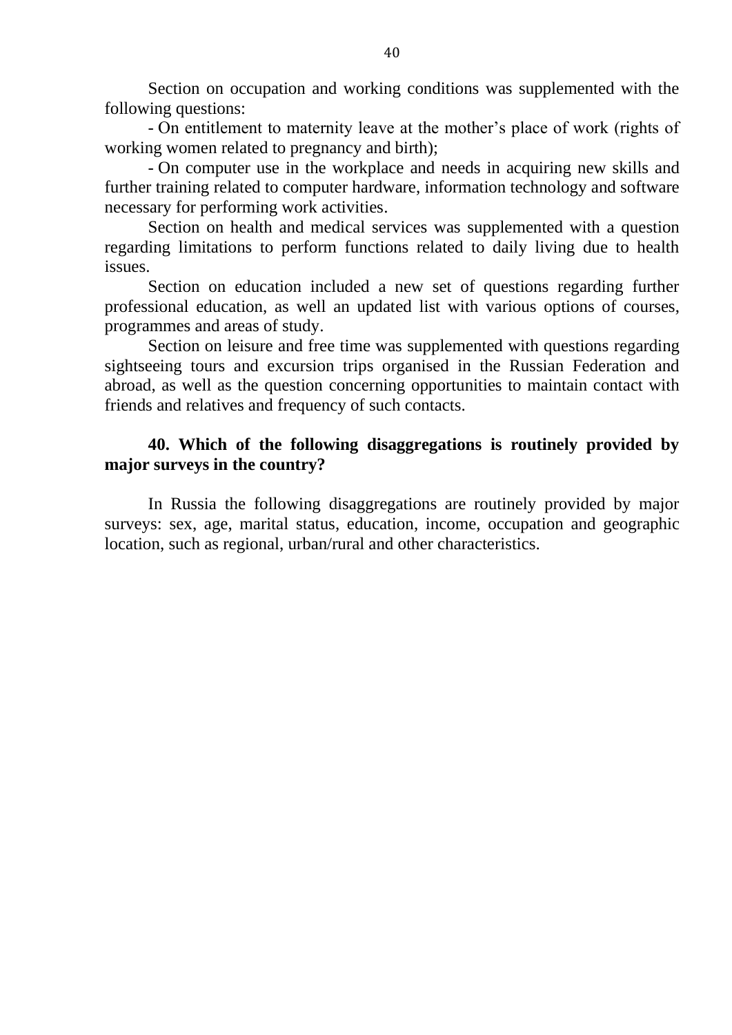Section on occupation and working conditions was supplemented with the following questions:

- On entitlement to maternity leave at the mother's place of work (rights of working women related to pregnancy and birth);
- On computer use in the workplace and needs in acquiring new skills and further training related to computer hardware, information technology and software necessary for performing work activities.

Section on health and medical services was supplemented with a question regarding limitations to perform functions related to daily living due to health issues.

Section on education included a new set of questions regarding further professional education, as well an updated list with various options of courses, programmes and areas of study.

Section on leisure and free time was supplemented with questions regarding sightseeing tours and excursion trips organised in the Russian Federation and abroad, as well as the question concerning opportunities to maintain contact with friends and relatives and frequency of such contacts.

**40. Which of the following disaggregations is routinely provided by major surveys in the country?**

In Russia the following disaggregations are routinely provided by major surveys: sex, age, marital status, education, income, occupation and geographic location, such as regional, urban/rural and other characteristics.